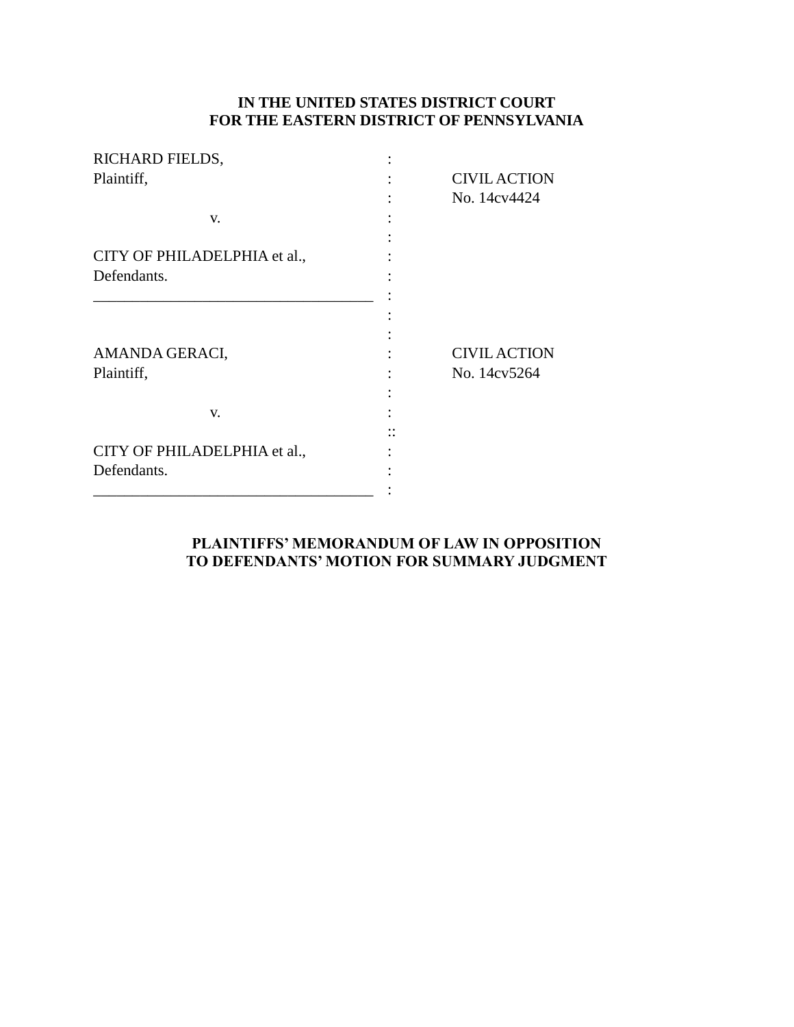**IN THE UNITED STATES DISTRICT COURT**
**FOR THE EASTERN DISTRICT OF PENNSYLVANIA**

| | | |
|---|---|---|
| RICHARD FIELDS, | : | |
| Plaintiff, | : | CIVIL ACTION |
| | : | No. 14cv4424 |
| v. | : | |
| | : | |
| CITY OF PHILADELPHIA et al., | : | |
| Defendants. | : | |
| ___________________________________ | : | |
| | : | |
| | : | |
| AMANDA GERACI, | : | CIVIL ACTION |
| Plaintiff, | : | No. 14cv5264 |
| | : | |
| v. | : | |
| | :: | |
| CITY OF PHILADELPHIA et al., | : | |
| Defendants. | : | |
| ___________________________________ | : | |

**PLAINTIFFS' MEMORANDUM OF LAW IN OPPOSITION**
**TO DEFENDANTS' MOTION FOR SUMMARY JUDGMENT**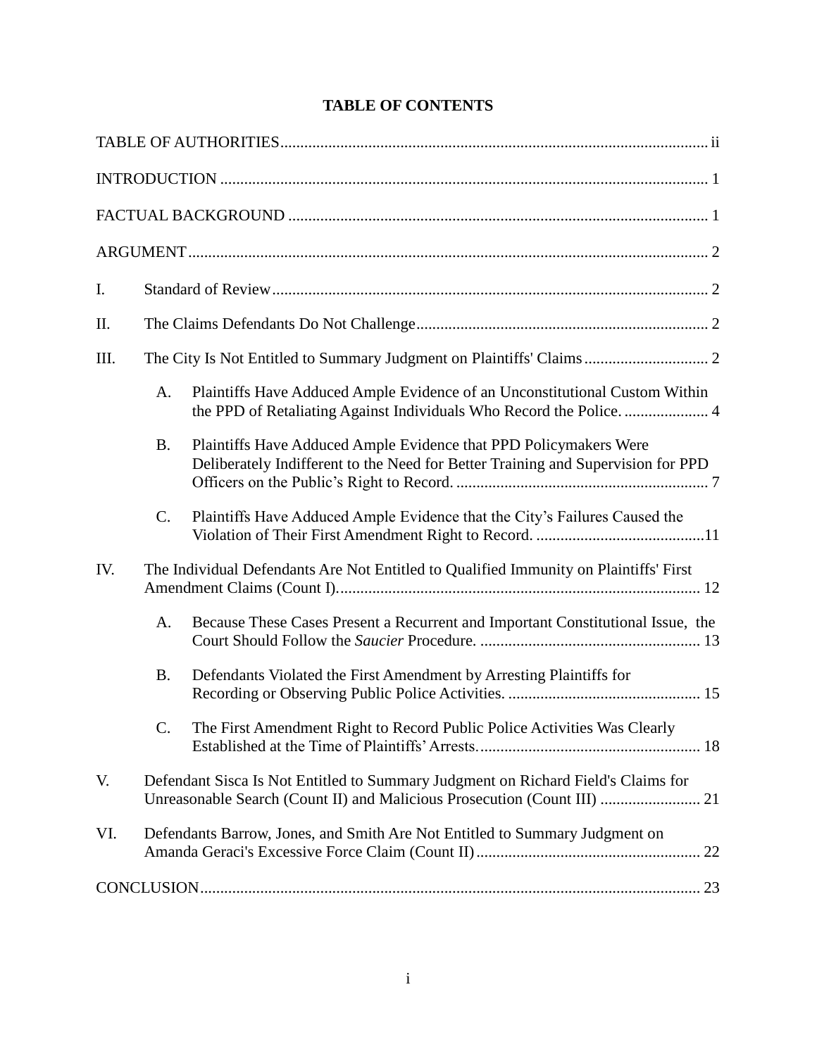# TABLE OF CONTENTS

TABLE OF AUTHORITIES .......... ii

INTRODUCTION .......... 1

FACTUAL BACKGROUND .......... 1

ARGUMENT .......... 2

I. Standard of Review .......... 2

II. The Claims Defendants Do Not Challenge .......... 2

III. The City Is Not Entitled to Summary Judgment on Plaintiffs' Claims .......... 2

   A. Plaintiffs Have Adduced Ample Evidence of an Unconstitutional Custom Within the PPD of Retaliating Against Individuals Who Record the Police. .......... 4

   B. Plaintiffs Have Adduced Ample Evidence that PPD Policymakers Were Deliberately Indifferent to the Need for Better Training and Supervision for PPD Officers on the Public's Right to Record. .......... 7

   C. Plaintiffs Have Adduced Ample Evidence that the City's Failures Caused the Violation of Their First Amendment Right to Record. .......... 11

IV. The Individual Defendants Are Not Entitled to Qualified Immunity on Plaintiffs' First Amendment Claims (Count I). .......... 12

   A. Because These Cases Present a Recurrent and Important Constitutional Issue, the Court Should Follow the *Saucier* Procedure. .......... 13

   B. Defendants Violated the First Amendment by Arresting Plaintiffs for Recording or Observing Public Police Activities. .......... 15

   C. The First Amendment Right to Record Public Police Activities Was Clearly Established at the Time of Plaintiffs' Arrests. .......... 18

V. Defendant Sisca Is Not Entitled to Summary Judgment on Richard Field's Claims for Unreasonable Search (Count II) and Malicious Prosecution (Count III) .......... 21

VI. Defendants Barrow, Jones, and Smith Are Not Entitled to Summary Judgment on Amanda Geraci's Excessive Force Claim (Count II) .......... 22

CONCLUSION .......... 23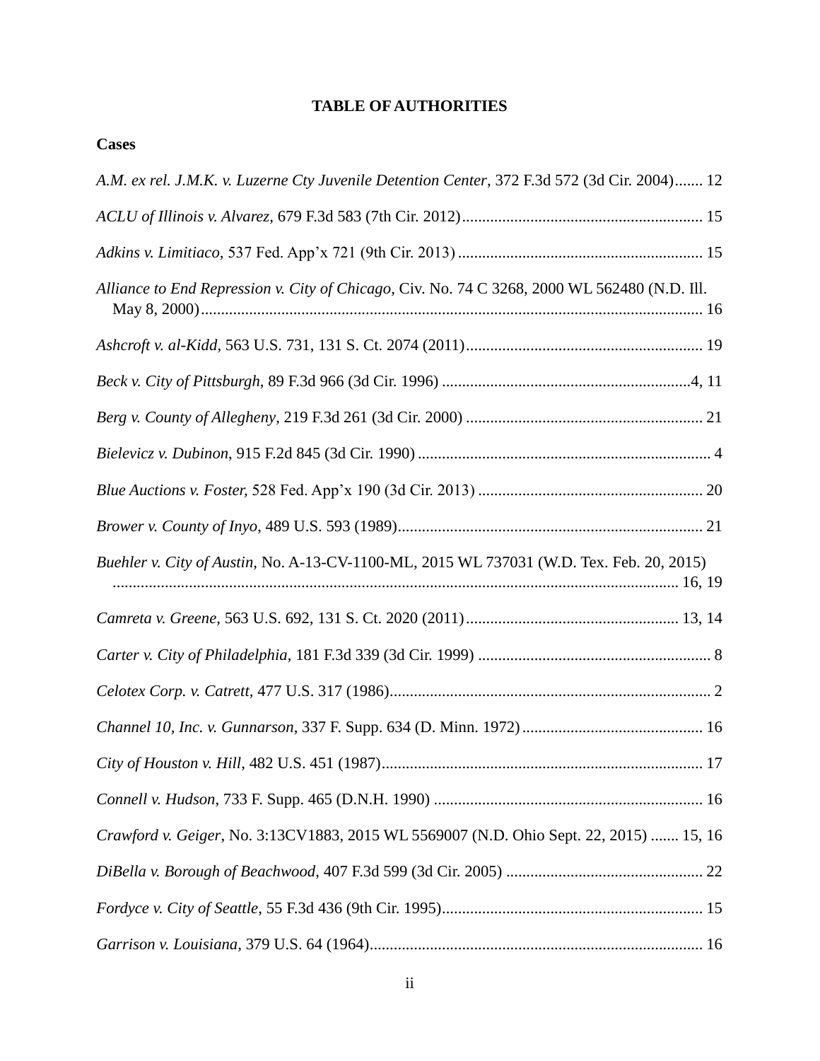# TABLE OF AUTHORITIES

## Cases

*A.M. ex rel. J.M.K. v. Luzerne Cty Juvenile Detention Center*, 372 F.3d 572 (3d Cir. 2004)....... 12

*ACLU of Illinois v. Alvarez*, 679 F.3d 583 (7th Cir. 2012)............................................................ 15

*Adkins v. Limitiaco,* 537 Fed. App'x 721 (9th Cir. 2013)............................................................. 15

*Alliance to End Repression v. City of Chicago*, Civ. No. 74 C 3268, 2000 WL 562480 (N.D. Ill. May 8, 2000)............................................................................................................................ 16

*Ashcroft v. al-Kidd*, 563 U.S. 731, 131 S. Ct. 2074 (2011)........................................................... 19

*Beck v. City of Pittsburgh*, 89 F.3d 966 (3d Cir. 1996) ..............................................................4, 11

*Berg v. County of Allegheny*, 219 F.3d 261 (3d Cir. 2000) ........................................................... 21

*Bielevicz v. Dubinon*, 915 F.2d 845 (3d Cir. 1990) ......................................................................... 4

*Blue Auctions v. Foster,* 528 Fed. App'x 190 (3d Cir. 2013) ........................................................ 20

*Brower v. County of Inyo*, 489 U.S. 593 (1989)............................................................................ 21

*Buehler v. City of Austin*, No. A-13-CV-1100-ML, 2015 WL 737031 (W.D. Tex. Feb. 20, 2015) ........................................................................................................................................... 16, 19

*Camreta v. Greene*, 563 U.S. 692, 131 S. Ct. 2020 (2011)..................................................... 13, 14

*Carter v. City of Philadelphia*, 181 F.3d 339 (3d Cir. 1999) .......................................................... 8

*Celotex Corp. v. Catrett*, 477 U.S. 317 (1986)................................................................................ 2

*Channel 10, Inc. v. Gunnarson*, 337 F. Supp. 634 (D. Minn. 1972)............................................. 16

*City of Houston v. Hill*, 482 U.S. 451 (1987)................................................................................ 17

*Connell v. Hudson*, 733 F. Supp. 465 (D.N.H. 1990) ................................................................... 16

*Crawford v. Geiger*, No. 3:13CV1883, 2015 WL 5569007 (N.D. Ohio Sept. 22, 2015) ....... 15, 16

*DiBella v. Borough of Beachwood*, 407 F.3d 599 (3d Cir. 2005) ................................................. 22

*Fordyce v. City of Seattle*, 55 F.3d 436 (9th Cir. 1995)................................................................. 15

*Garrison v. Louisiana*, 379 U.S. 64 (1964)................................................................................... 16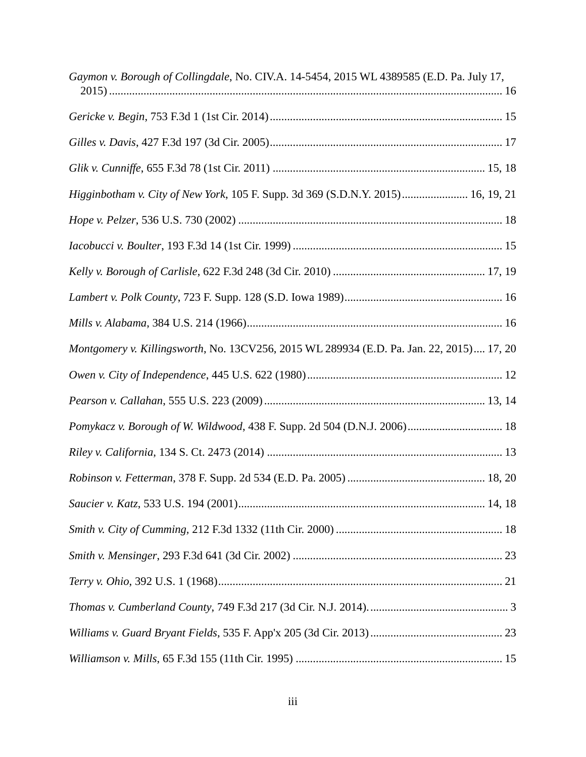*Gaymon v. Borough of Collingdale*, No. CIV.A. 14-5454, 2015 WL 4389585 (E.D. Pa. July 17, 2015) ........................................................................................................................ 16

*Gericke v. Begin*, 753 F.3d 1 (1st Cir. 2014) ................................................................................ 15

*Gilles v. Davis*, 427 F.3d 197 (3d Cir. 2005) ................................................................................ 17

*Glik v. Cunniffe*, 655 F.3d 78 (1st Cir. 2011) ......................................................................... 15, 18

*Higginbotham v. City of New York*, 105 F. Supp. 3d 369 (S.D.N.Y. 2015) ....................... 16, 19, 21

*Hope v. Pelzer*, 536 U.S. 730 (2002) ........................................................................................... 18

*Iacobucci v. Boulter*, 193 F.3d 14 (1st Cir. 1999) ........................................................................ 15

*Kelly v. Borough of Carlisle*, 622 F.3d 248 (3d Cir. 2010) .................................................... 17, 19

*Lambert v. Polk County*, 723 F. Supp. 128 (S.D. Iowa 1989) ...................................................... 16

*Mills v. Alabama*, 384 U.S. 214 (1966) ......................................................................................... 16

*Montgomery v. Killingsworth*, No. 13CV256, 2015 WL 289934 (E.D. Pa. Jan. 22, 2015) .... 17, 20

*Owen v. City of Independence*, 445 U.S. 622 (1980) ................................................................... 12

*Pearson v. Callahan*, 555 U.S. 223 (2009) ............................................................................ 13, 14

*Pomykacz v. Borough of W. Wildwood*, 438 F. Supp. 2d 504 (D.N.J. 2006) ................................. 18

*Riley v. California*, 134 S. Ct. 2473 (2014) ................................................................................. 13

*Robinson v. Fetterman*, 378 F. Supp. 2d 534 (E.D. Pa. 2005) ................................................ 18, 20

*Saucier v. Katz*, 533 U.S. 194 (2001) ..................................................................................... 14, 18

*Smith v. City of Cumming*, 212 F.3d 1332 (11th Cir. 2000) .......................................................... 18

*Smith v. Mensinger*, 293 F.3d 641 (3d Cir. 2002) ......................................................................... 23

*Terry v. Ohio*, 392 U.S. 1 (1968) .................................................................................................. 21

*Thomas v. Cumberland County*, 749 F.3d 217 (3d Cir. N.J. 2014). ................................................ 3

*Williams v. Guard Bryant Fields*, 535 F. App'x 205 (3d Cir. 2013) .............................................. 23

*Williamson v. Mills*, 65 F.3d 155 (11th Cir. 1995) ....................................................................... 15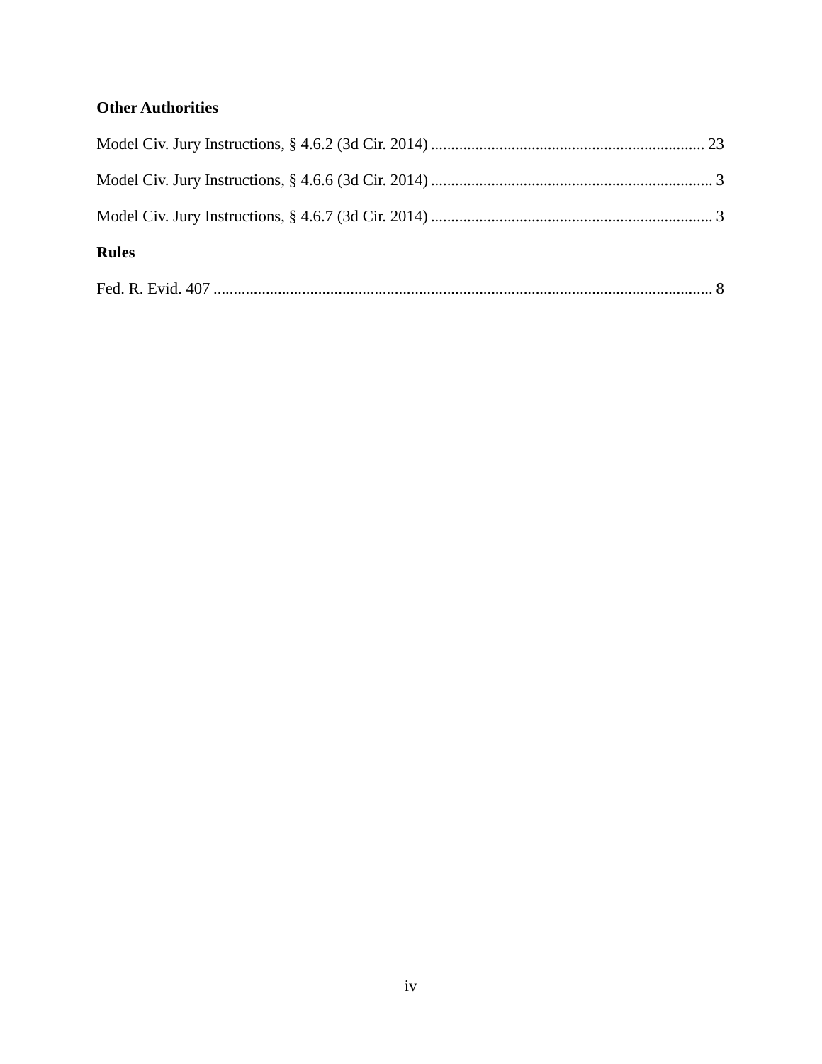**Other Authorities**

Model Civ. Jury Instructions, § 4.6.2 (3d Cir. 2014) .................................................................... 23

Model Civ. Jury Instructions, § 4.6.6 (3d Cir. 2014) ...................................................................... 3

Model Civ. Jury Instructions, § 4.6.7 (3d Cir. 2014) ...................................................................... 3

**Rules**

Fed. R. Evid. 407 ............................................................................................................................ 8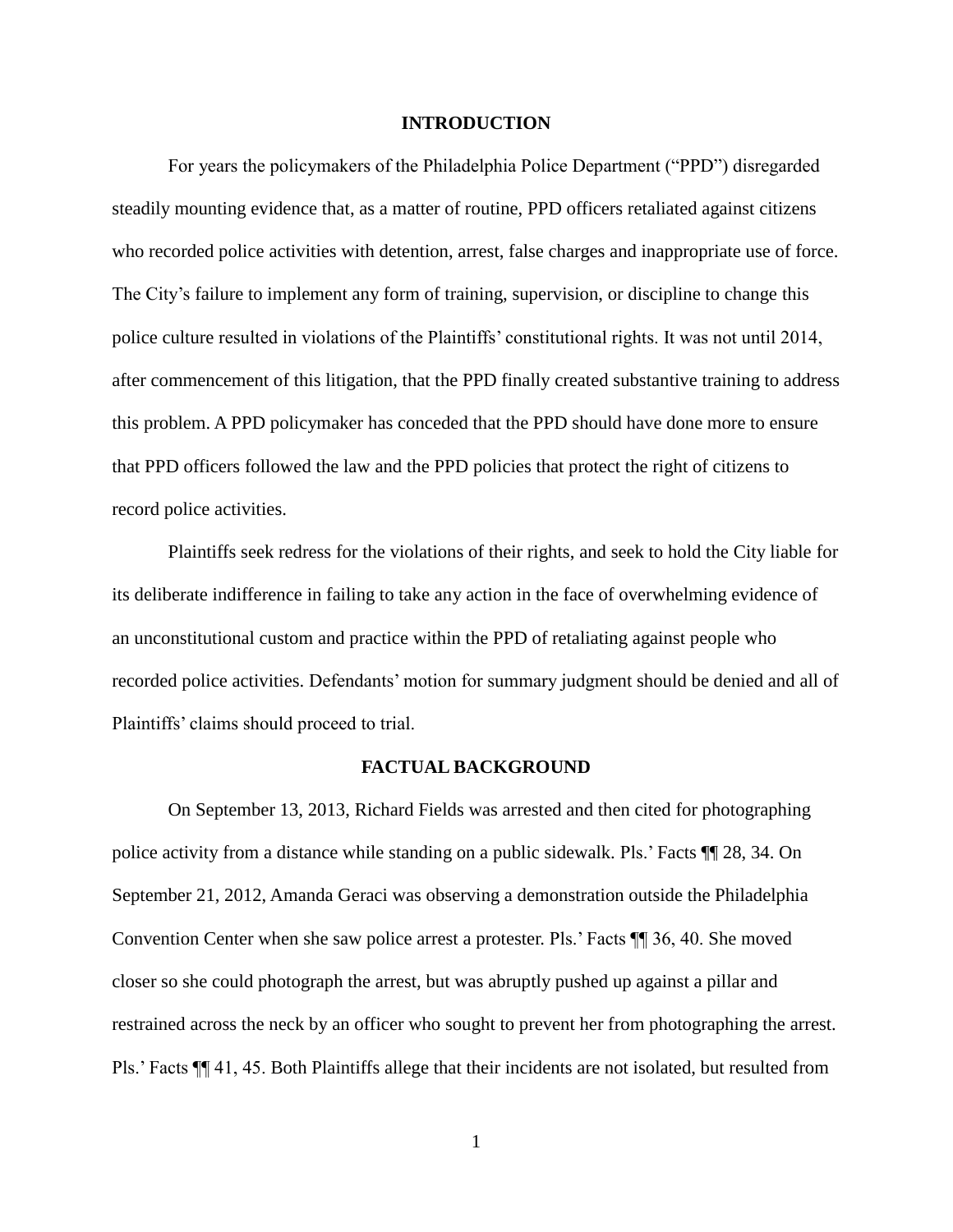## INTRODUCTION

For years the policymakers of the Philadelphia Police Department ("PPD") disregarded steadily mounting evidence that, as a matter of routine, PPD officers retaliated against citizens who recorded police activities with detention, arrest, false charges and inappropriate use of force. The City's failure to implement any form of training, supervision, or discipline to change this police culture resulted in violations of the Plaintiffs' constitutional rights. It was not until 2014, after commencement of this litigation, that the PPD finally created substantive training to address this problem. A PPD policymaker has conceded that the PPD should have done more to ensure that PPD officers followed the law and the PPD policies that protect the right of citizens to record police activities.

Plaintiffs seek redress for the violations of their rights, and seek to hold the City liable for its deliberate indifference in failing to take any action in the face of overwhelming evidence of an unconstitutional custom and practice within the PPD of retaliating against people who recorded police activities. Defendants' motion for summary judgment should be denied and all of Plaintiffs' claims should proceed to trial.

## FACTUAL BACKGROUND

On September 13, 2013, Richard Fields was arrested and then cited for photographing police activity from a distance while standing on a public sidewalk. Pls.' Facts ¶¶ 28, 34. On September 21, 2012, Amanda Geraci was observing a demonstration outside the Philadelphia Convention Center when she saw police arrest a protester. Pls.' Facts ¶¶ 36, 40. She moved closer so she could photograph the arrest, but was abruptly pushed up against a pillar and restrained across the neck by an officer who sought to prevent her from photographing the arrest. Pls.' Facts ¶¶ 41, 45. Both Plaintiffs allege that their incidents are not isolated, but resulted from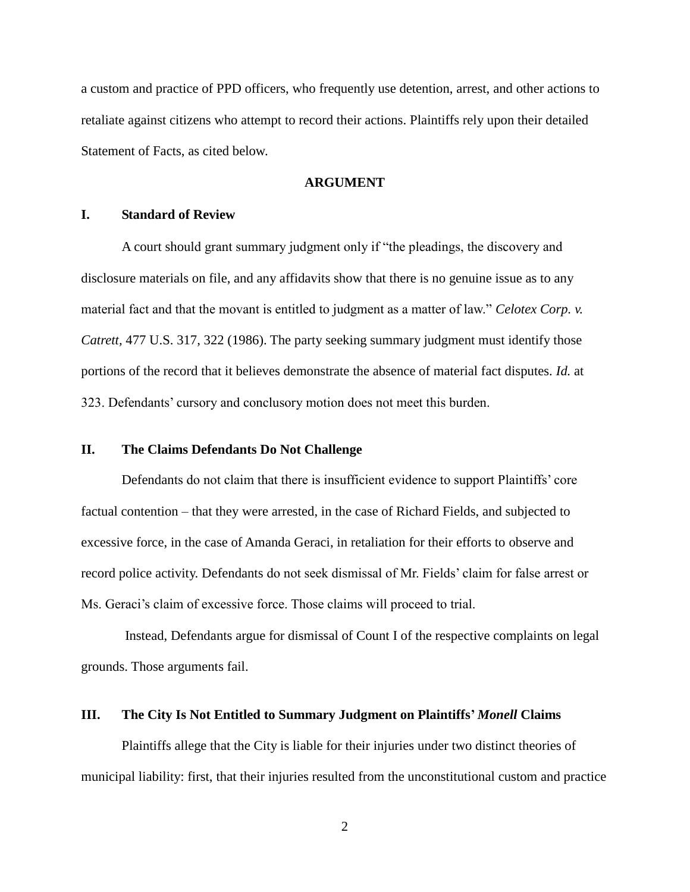a custom and practice of PPD officers, who frequently use detention, arrest, and other actions to retaliate against citizens who attempt to record their actions. Plaintiffs rely upon their detailed Statement of Facts, as cited below.

## ARGUMENT

### I. Standard of Review

A court should grant summary judgment only if "the pleadings, the discovery and disclosure materials on file, and any affidavits show that there is no genuine issue as to any material fact and that the movant is entitled to judgment as a matter of law." *Celotex Corp. v. Catrett,* 477 U.S. 317, 322 (1986). The party seeking summary judgment must identify those portions of the record that it believes demonstrate the absence of material fact disputes. *Id.* at 323. Defendants' cursory and conclusory motion does not meet this burden.

### II. The Claims Defendants Do Not Challenge

Defendants do not claim that there is insufficient evidence to support Plaintiffs' core factual contention – that they were arrested, in the case of Richard Fields, and subjected to excessive force, in the case of Amanda Geraci, in retaliation for their efforts to observe and record police activity. Defendants do not seek dismissal of Mr. Fields' claim for false arrest or Ms. Geraci's claim of excessive force. Those claims will proceed to trial.

Instead, Defendants argue for dismissal of Count I of the respective complaints on legal grounds. Those arguments fail.

### III. The City Is Not Entitled to Summary Judgment on Plaintiffs' *Monell* Claims

Plaintiffs allege that the City is liable for their injuries under two distinct theories of municipal liability: first, that their injuries resulted from the unconstitutional custom and practice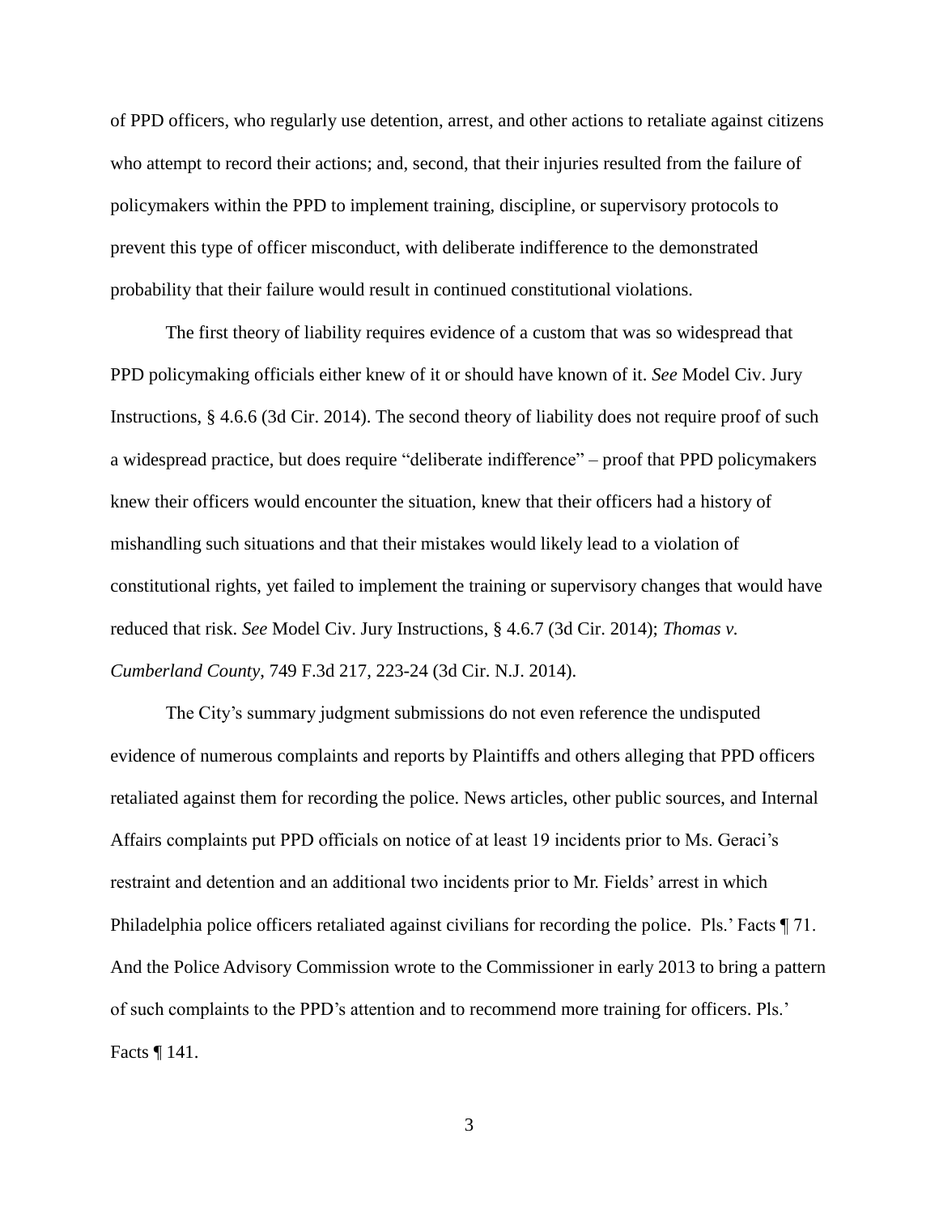of PPD officers, who regularly use detention, arrest, and other actions to retaliate against citizens who attempt to record their actions; and, second, that their injuries resulted from the failure of policymakers within the PPD to implement training, discipline, or supervisory protocols to prevent this type of officer misconduct, with deliberate indifference to the demonstrated probability that their failure would result in continued constitutional violations.

The first theory of liability requires evidence of a custom that was so widespread that PPD policymaking officials either knew of it or should have known of it. *See* Model Civ. Jury Instructions, § 4.6.6 (3d Cir. 2014). The second theory of liability does not require proof of such a widespread practice, but does require "deliberate indifference" – proof that PPD policymakers knew their officers would encounter the situation, knew that their officers had a history of mishandling such situations and that their mistakes would likely lead to a violation of constitutional rights, yet failed to implement the training or supervisory changes that would have reduced that risk. *See* Model Civ. Jury Instructions, § 4.6.7 (3d Cir. 2014); *Thomas v. Cumberland County*, 749 F.3d 217, 223-24 (3d Cir. N.J. 2014).

The City's summary judgment submissions do not even reference the undisputed evidence of numerous complaints and reports by Plaintiffs and others alleging that PPD officers retaliated against them for recording the police. News articles, other public sources, and Internal Affairs complaints put PPD officials on notice of at least 19 incidents prior to Ms. Geraci's restraint and detention and an additional two incidents prior to Mr. Fields' arrest in which Philadelphia police officers retaliated against civilians for recording the police. Pls.' Facts ¶ 71. And the Police Advisory Commission wrote to the Commissioner in early 2013 to bring a pattern of such complaints to the PPD's attention and to recommend more training for officers. Pls.' Facts ¶ 141.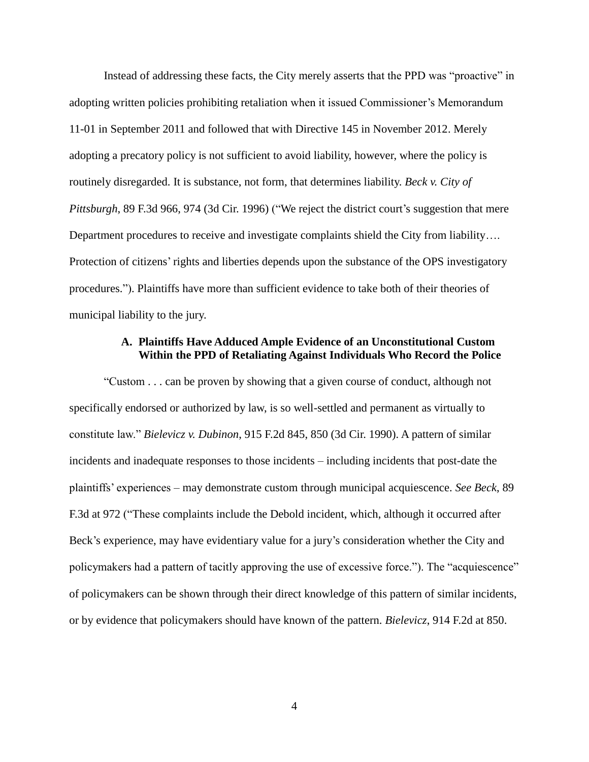Instead of addressing these facts, the City merely asserts that the PPD was "proactive" in adopting written policies prohibiting retaliation when it issued Commissioner's Memorandum 11-01 in September 2011 and followed that with Directive 145 in November 2012. Merely adopting a precatory policy is not sufficient to avoid liability, however, where the policy is routinely disregarded. It is substance, not form, that determines liability. *Beck v. City of Pittsburgh*, 89 F.3d 966, 974 (3d Cir. 1996) ("We reject the district court's suggestion that mere Department procedures to receive and investigate complaints shield the City from liability…. Protection of citizens' rights and liberties depends upon the substance of the OPS investigatory procedures."). Plaintiffs have more than sufficient evidence to take both of their theories of municipal liability to the jury.

### A. Plaintiffs Have Adduced Ample Evidence of an Unconstitutional Custom Within the PPD of Retaliating Against Individuals Who Record the Police

"Custom . . . can be proven by showing that a given course of conduct, although not specifically endorsed or authorized by law, is so well-settled and permanent as virtually to constitute law." *Bielevicz v. Dubinon*, 915 F.2d 845, 850 (3d Cir. 1990). A pattern of similar incidents and inadequate responses to those incidents – including incidents that post-date the plaintiffs' experiences – may demonstrate custom through municipal acquiescence. *See Beck*, 89 F.3d at 972 ("These complaints include the Debold incident, which, although it occurred after Beck's experience, may have evidentiary value for a jury's consideration whether the City and policymakers had a pattern of tacitly approving the use of excessive force."). The "acquiescence" of policymakers can be shown through their direct knowledge of this pattern of similar incidents, or by evidence that policymakers should have known of the pattern. *Bielevicz*, 914 F.2d at 850.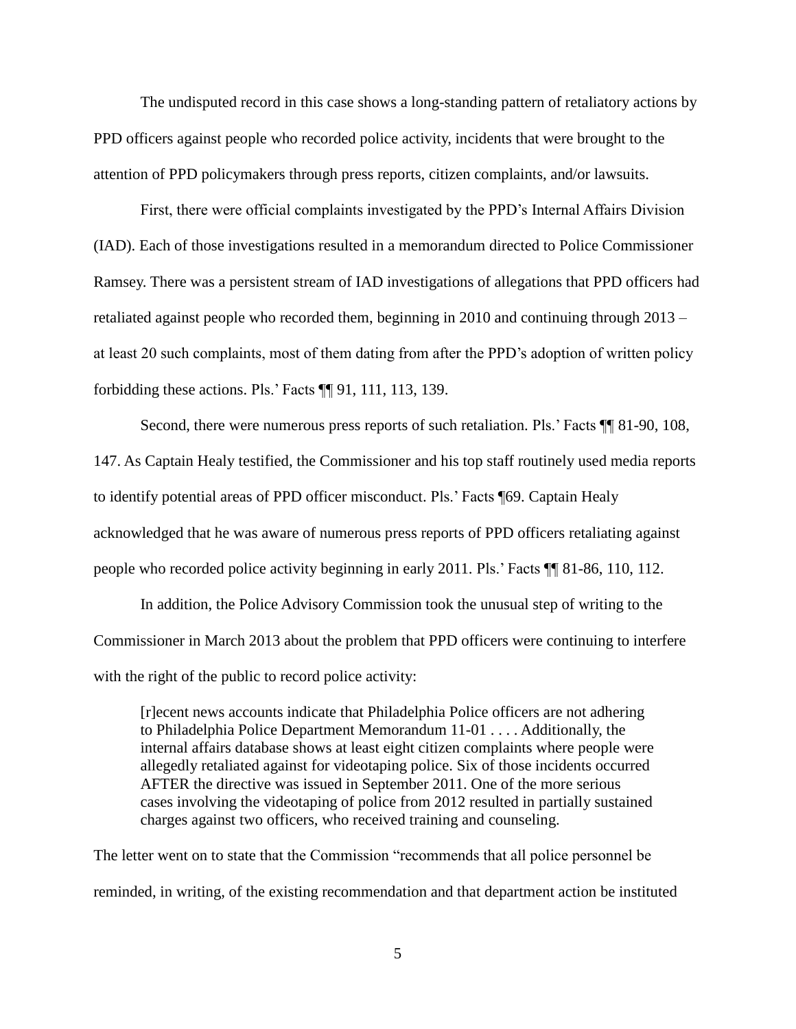The undisputed record in this case shows a long-standing pattern of retaliatory actions by PPD officers against people who recorded police activity, incidents that were brought to the attention of PPD policymakers through press reports, citizen complaints, and/or lawsuits.

First, there were official complaints investigated by the PPD's Internal Affairs Division (IAD). Each of those investigations resulted in a memorandum directed to Police Commissioner Ramsey. There was a persistent stream of IAD investigations of allegations that PPD officers had retaliated against people who recorded them, beginning in 2010 and continuing through 2013 – at least 20 such complaints, most of them dating from after the PPD's adoption of written policy forbidding these actions. Pls.' Facts ¶¶ 91, 111, 113, 139.

Second, there were numerous press reports of such retaliation. Pls.' Facts ¶¶ 81-90, 108, 147. As Captain Healy testified, the Commissioner and his top staff routinely used media reports to identify potential areas of PPD officer misconduct. Pls.' Facts ¶69. Captain Healy acknowledged that he was aware of numerous press reports of PPD officers retaliating against people who recorded police activity beginning in early 2011. Pls.' Facts ¶¶ 81-86, 110, 112.

In addition, the Police Advisory Commission took the unusual step of writing to the Commissioner in March 2013 about the problem that PPD officers were continuing to interfere with the right of the public to record police activity:

> [r]ecent news accounts indicate that Philadelphia Police officers are not adhering to Philadelphia Police Department Memorandum 11-01 . . . . Additionally, the internal affairs database shows at least eight citizen complaints where people were allegedly retaliated against for videotaping police. Six of those incidents occurred AFTER the directive was issued in September 2011. One of the more serious cases involving the videotaping of police from 2012 resulted in partially sustained charges against two officers, who received training and counseling.

The letter went on to state that the Commission "recommends that all police personnel be reminded, in writing, of the existing recommendation and that department action be instituted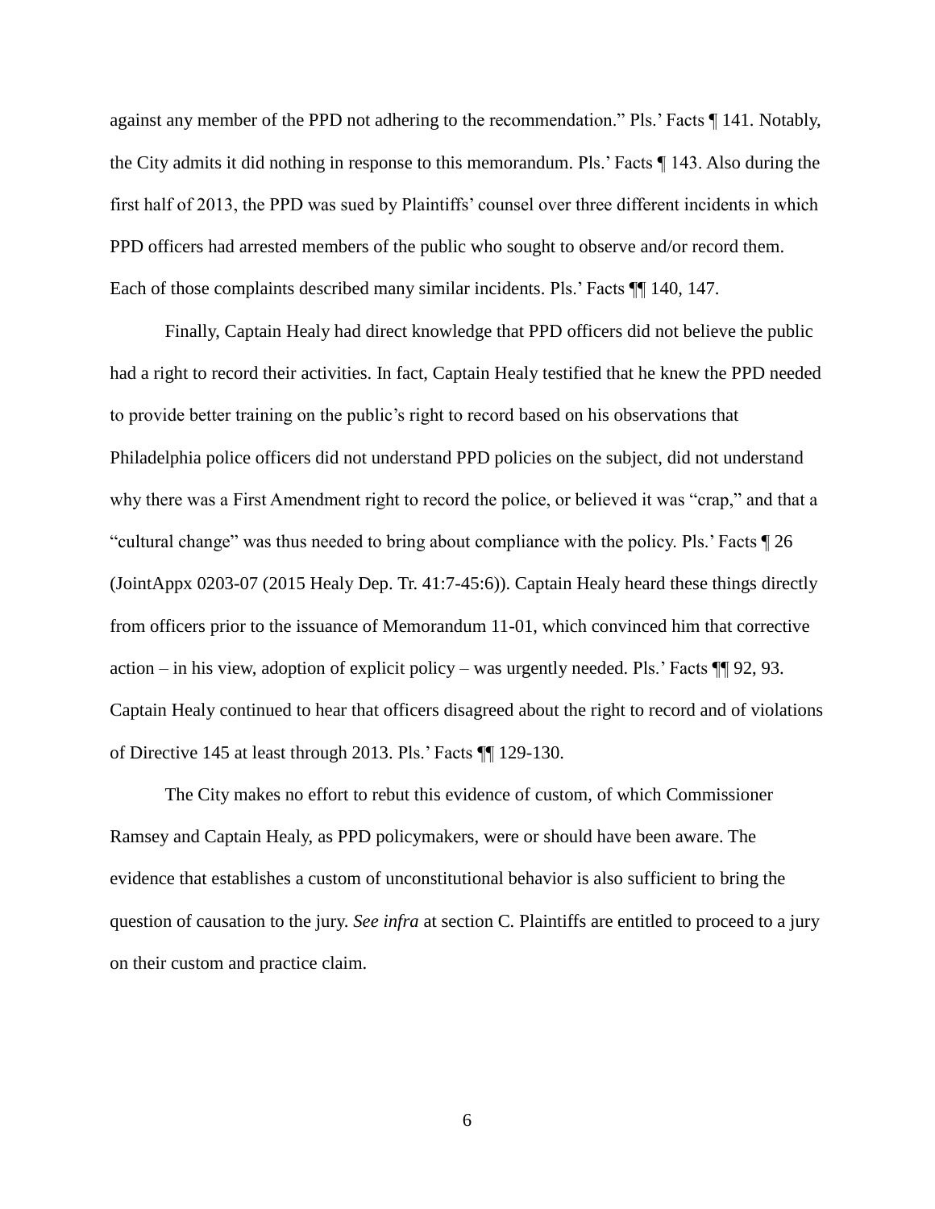against any member of the PPD not adhering to the recommendation." Pls.' Facts ¶ 141. Notably, the City admits it did nothing in response to this memorandum. Pls.' Facts ¶ 143. Also during the first half of 2013, the PPD was sued by Plaintiffs' counsel over three different incidents in which PPD officers had arrested members of the public who sought to observe and/or record them. Each of those complaints described many similar incidents. Pls.' Facts ¶¶ 140, 147.

Finally, Captain Healy had direct knowledge that PPD officers did not believe the public had a right to record their activities. In fact, Captain Healy testified that he knew the PPD needed to provide better training on the public's right to record based on his observations that Philadelphia police officers did not understand PPD policies on the subject, did not understand why there was a First Amendment right to record the police, or believed it was "crap," and that a "cultural change" was thus needed to bring about compliance with the policy. Pls.' Facts ¶ 26 (JointAppx 0203-07 (2015 Healy Dep. Tr. 41:7-45:6)). Captain Healy heard these things directly from officers prior to the issuance of Memorandum 11-01, which convinced him that corrective action – in his view, adoption of explicit policy – was urgently needed. Pls.' Facts ¶¶ 92, 93. Captain Healy continued to hear that officers disagreed about the right to record and of violations of Directive 145 at least through 2013. Pls.' Facts ¶¶ 129-130.

The City makes no effort to rebut this evidence of custom, of which Commissioner Ramsey and Captain Healy, as PPD policymakers, were or should have been aware. The evidence that establishes a custom of unconstitutional behavior is also sufficient to bring the question of causation to the jury. *See infra* at section C. Plaintiffs are entitled to proceed to a jury on their custom and practice claim.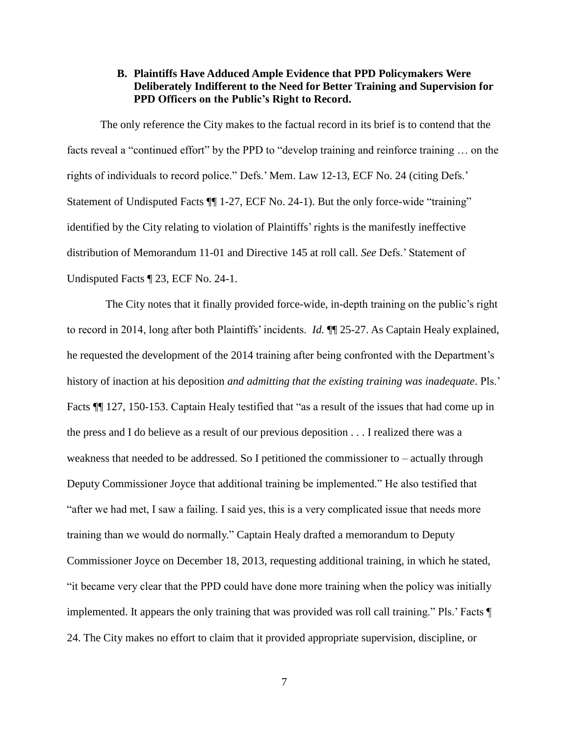### B. Plaintiffs Have Adduced Ample Evidence that PPD Policymakers Were Deliberately Indifferent to the Need for Better Training and Supervision for PPD Officers on the Public's Right to Record.

The only reference the City makes to the factual record in its brief is to contend that the facts reveal a "continued effort" by the PPD to "develop training and reinforce training … on the rights of individuals to record police." Defs.' Mem. Law 12-13, ECF No. 24 (citing Defs.' Statement of Undisputed Facts ¶¶ 1-27, ECF No. 24-1). But the only force-wide "training" identified by the City relating to violation of Plaintiffs' rights is the manifestly ineffective distribution of Memorandum 11-01 and Directive 145 at roll call. *See* Defs.' Statement of Undisputed Facts ¶ 23, ECF No. 24-1.

The City notes that it finally provided force-wide, in-depth training on the public's right to record in 2014, long after both Plaintiffs' incidents. *Id.* ¶¶ 25-27. As Captain Healy explained, he requested the development of the 2014 training after being confronted with the Department's history of inaction at his deposition *and admitting that the existing training was inadequate*. Pls.' Facts ¶¶ 127, 150-153. Captain Healy testified that "as a result of the issues that had come up in the press and I do believe as a result of our previous deposition . . . I realized there was a weakness that needed to be addressed. So I petitioned the commissioner to – actually through Deputy Commissioner Joyce that additional training be implemented." He also testified that "after we had met, I saw a failing. I said yes, this is a very complicated issue that needs more training than we would do normally." Captain Healy drafted a memorandum to Deputy Commissioner Joyce on December 18, 2013, requesting additional training, in which he stated, "it became very clear that the PPD could have done more training when the policy was initially implemented. It appears the only training that was provided was roll call training." Pls.' Facts ¶ 24. The City makes no effort to claim that it provided appropriate supervision, discipline, or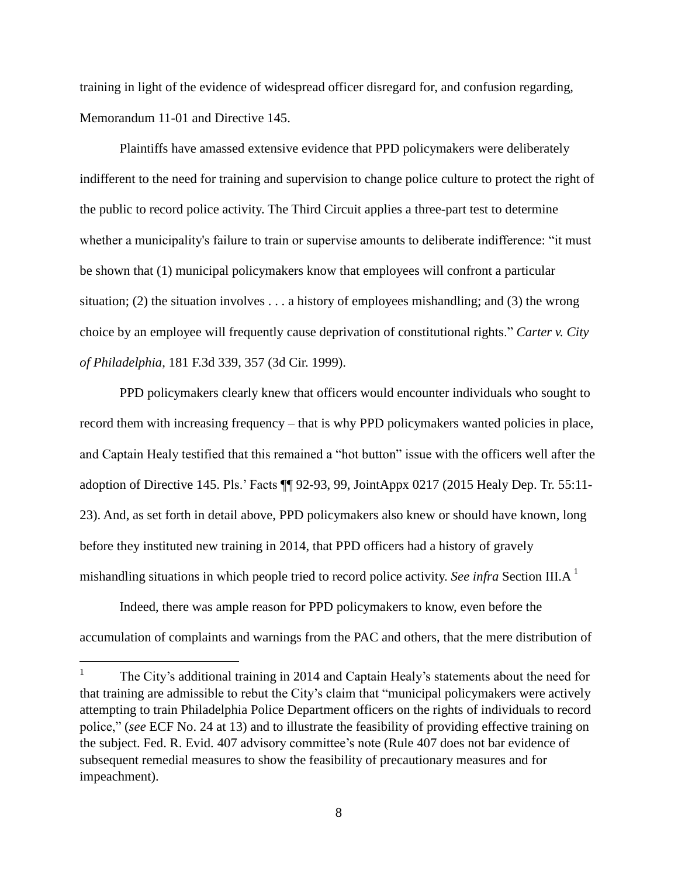training in light of the evidence of widespread officer disregard for, and confusion regarding, Memorandum 11-01 and Directive 145.

Plaintiffs have amassed extensive evidence that PPD policymakers were deliberately indifferent to the need for training and supervision to change police culture to protect the right of the public to record police activity. The Third Circuit applies a three-part test to determine whether a municipality's failure to train or supervise amounts to deliberate indifference: "it must be shown that (1) municipal policymakers know that employees will confront a particular situation; (2) the situation involves . . . a history of employees mishandling; and (3) the wrong choice by an employee will frequently cause deprivation of constitutional rights." *Carter v. City of Philadelphia*, 181 F.3d 339, 357 (3d Cir. 1999).

PPD policymakers clearly knew that officers would encounter individuals who sought to record them with increasing frequency – that is why PPD policymakers wanted policies in place, and Captain Healy testified that this remained a "hot button" issue with the officers well after the adoption of Directive 145. Pls.' Facts ¶¶ 92-93, 99, JointAppx 0217 (2015 Healy Dep. Tr. 55:11-23). And, as set forth in detail above, PPD policymakers also knew or should have known, long before they instituted new training in 2014, that PPD officers had a history of gravely mishandling situations in which people tried to record police activity. *See infra* Section III.A [1]

Indeed, there was ample reason for PPD policymakers to know, even before the accumulation of complaints and warnings from the PAC and others, that the mere distribution of

[1] The City's additional training in 2014 and Captain Healy's statements about the need for that training are admissible to rebut the City's claim that "municipal policymakers were actively attempting to train Philadelphia Police Department officers on the rights of individuals to record police," (*see* ECF No. 24 at 13) and to illustrate the feasibility of providing effective training on the subject. Fed. R. Evid. 407 advisory committee's note (Rule 407 does not bar evidence of subsequent remedial measures to show the feasibility of precautionary measures and for impeachment).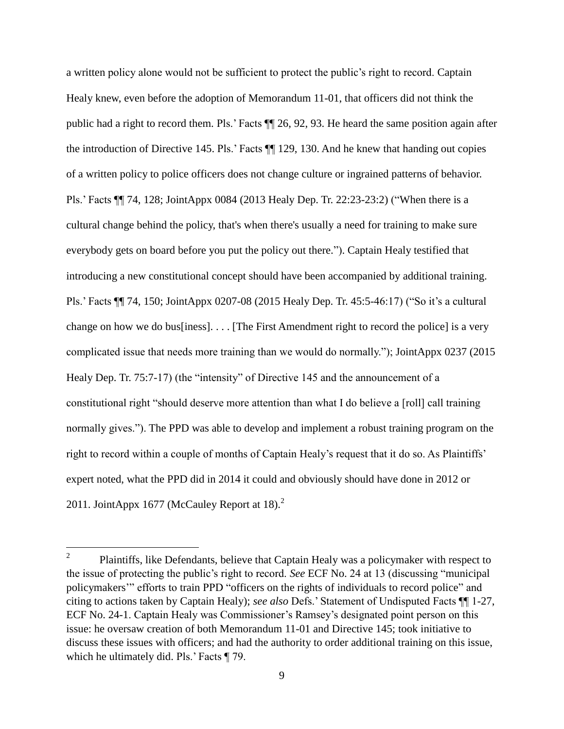a written policy alone would not be sufficient to protect the public's right to record. Captain Healy knew, even before the adoption of Memorandum 11-01, that officers did not think the public had a right to record them. Pls.' Facts ¶¶ 26, 92, 93. He heard the same position again after the introduction of Directive 145. Pls.' Facts ¶¶ 129, 130. And he knew that handing out copies of a written policy to police officers does not change culture or ingrained patterns of behavior. Pls.' Facts ¶¶ 74, 128; JointAppx 0084 (2013 Healy Dep. Tr. 22:23-23:2) ("When there is a cultural change behind the policy, that's when there's usually a need for training to make sure everybody gets on board before you put the policy out there."). Captain Healy testified that introducing a new constitutional concept should have been accompanied by additional training. Pls.' Facts ¶¶ 74, 150; JointAppx 0207-08 (2015 Healy Dep. Tr. 45:5-46:17) ("So it's a cultural change on how we do bus[iness]. . . . [The First Amendment right to record the police] is a very complicated issue that needs more training than we would do normally."); JointAppx 0237 (2015 Healy Dep. Tr. 75:7-17) (the "intensity" of Directive 145 and the announcement of a constitutional right "should deserve more attention than what I do believe a [roll] call training normally gives."). The PPD was able to develop and implement a robust training program on the right to record within a couple of months of Captain Healy's request that it do so. As Plaintiffs' expert noted, what the PPD did in 2014 it could and obviously should have done in 2012 or 2011. JointAppx 1677 (McCauley Report at 18).[2]

---

[2] Plaintiffs, like Defendants, believe that Captain Healy was a policymaker with respect to the issue of protecting the public's right to record. *See* ECF No. 24 at 13 (discussing "municipal policymakers'" efforts to train PPD "officers on the rights of individuals to record police" and citing to actions taken by Captain Healy); *see also* Defs.' Statement of Undisputed Facts ¶¶ 1-27, ECF No. 24-1. Captain Healy was Commissioner's Ramsey's designated point person on this issue: he oversaw creation of both Memorandum 11-01 and Directive 145; took initiative to discuss these issues with officers; and had the authority to order additional training on this issue, which he ultimately did. Pls.' Facts ¶ 79.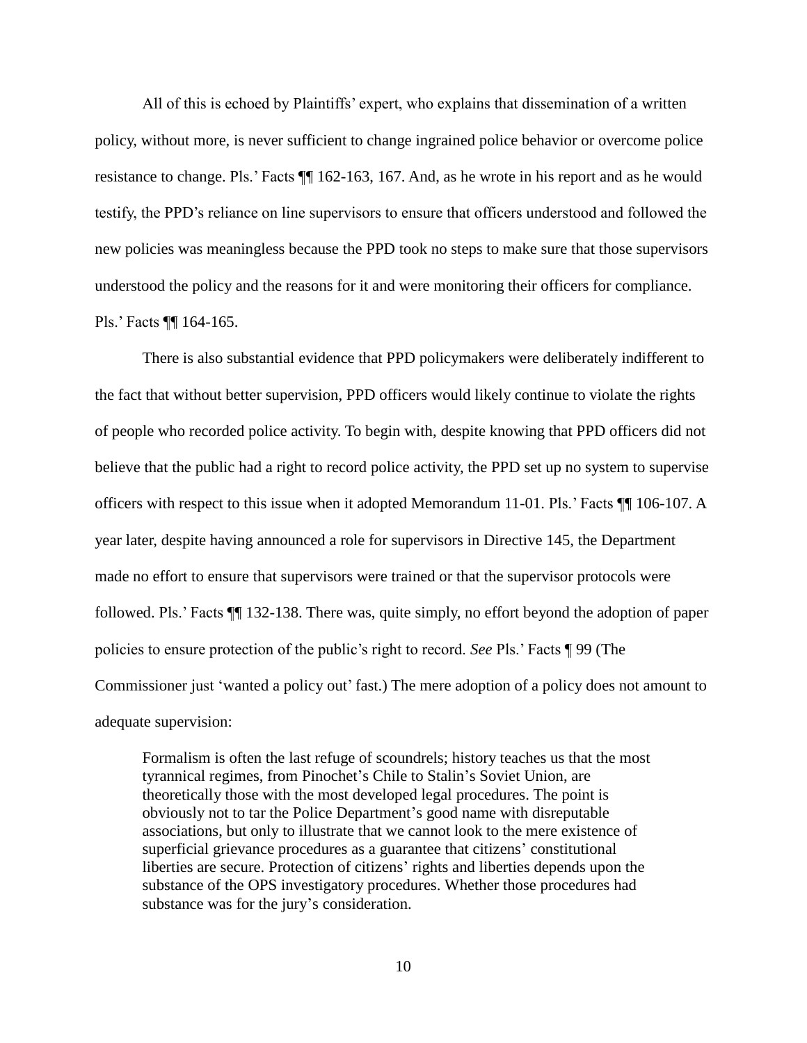All of this is echoed by Plaintiffs' expert, who explains that dissemination of a written policy, without more, is never sufficient to change ingrained police behavior or overcome police resistance to change. Pls.' Facts ¶¶ 162-163, 167. And, as he wrote in his report and as he would testify, the PPD's reliance on line supervisors to ensure that officers understood and followed the new policies was meaningless because the PPD took no steps to make sure that those supervisors understood the policy and the reasons for it and were monitoring their officers for compliance. Pls.' Facts ¶¶ 164-165.

There is also substantial evidence that PPD policymakers were deliberately indifferent to the fact that without better supervision, PPD officers would likely continue to violate the rights of people who recorded police activity. To begin with, despite knowing that PPD officers did not believe that the public had a right to record police activity, the PPD set up no system to supervise officers with respect to this issue when it adopted Memorandum 11-01. Pls.' Facts ¶¶ 106-107. A year later, despite having announced a role for supervisors in Directive 145, the Department made no effort to ensure that supervisors were trained or that the supervisor protocols were followed. Pls.' Facts ¶¶ 132-138. There was, quite simply, no effort beyond the adoption of paper policies to ensure protection of the public's right to record. *See* Pls.' Facts ¶ 99 (The Commissioner just 'wanted a policy out' fast.) The mere adoption of a policy does not amount to adequate supervision:

> Formalism is often the last refuge of scoundrels; history teaches us that the most tyrannical regimes, from Pinochet's Chile to Stalin's Soviet Union, are theoretically those with the most developed legal procedures. The point is obviously not to tar the Police Department's good name with disreputable associations, but only to illustrate that we cannot look to the mere existence of superficial grievance procedures as a guarantee that citizens' constitutional liberties are secure. Protection of citizens' rights and liberties depends upon the substance of the OPS investigatory procedures. Whether those procedures had substance was for the jury's consideration.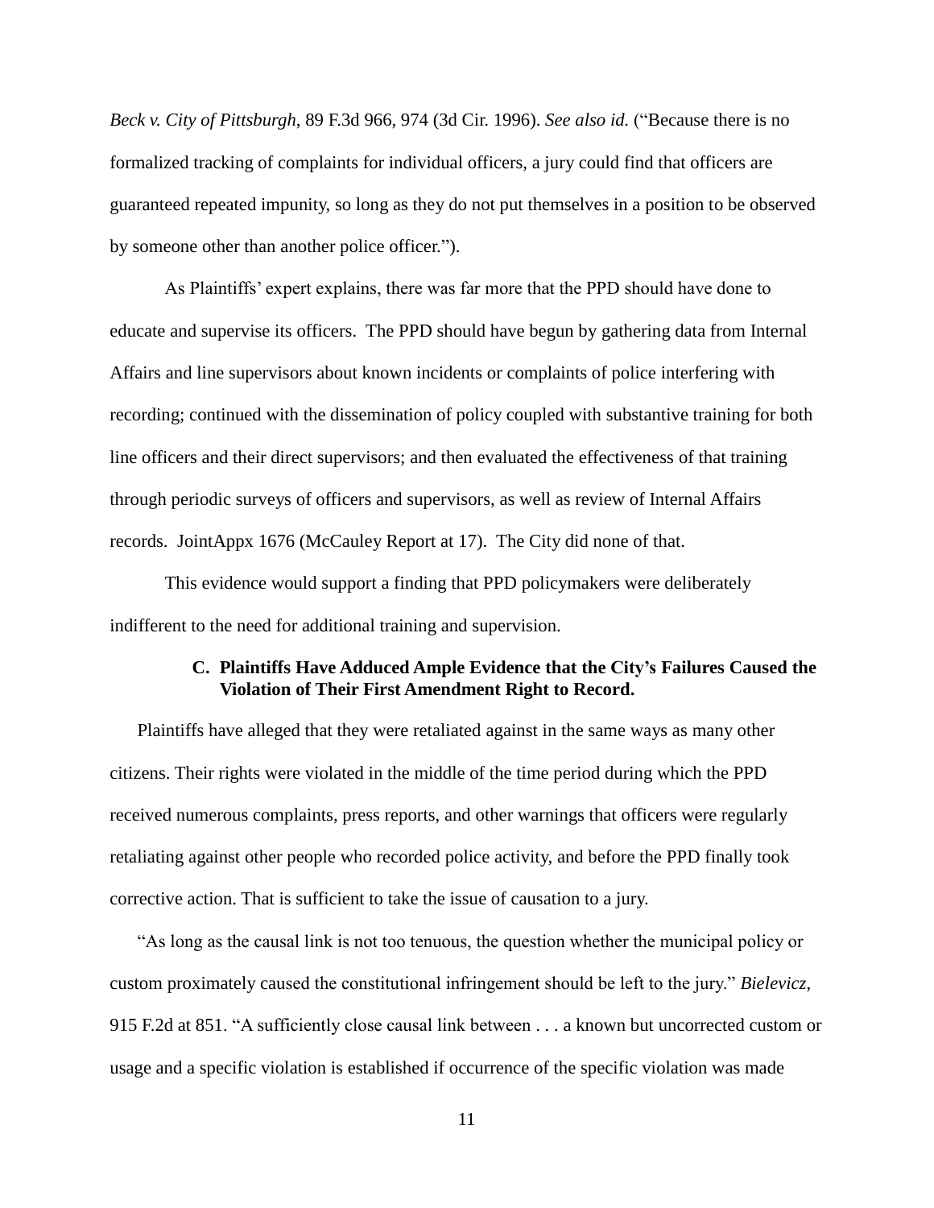*Beck v. City of Pittsburgh*, 89 F.3d 966, 974 (3d Cir. 1996). *See also id.* ("Because there is no formalized tracking of complaints for individual officers, a jury could find that officers are guaranteed repeated impunity, so long as they do not put themselves in a position to be observed by someone other than another police officer.").

As Plaintiffs' expert explains, there was far more that the PPD should have done to educate and supervise its officers. The PPD should have begun by gathering data from Internal Affairs and line supervisors about known incidents or complaints of police interfering with recording; continued with the dissemination of policy coupled with substantive training for both line officers and their direct supervisors; and then evaluated the effectiveness of that training through periodic surveys of officers and supervisors, as well as review of Internal Affairs records. JointAppx 1676 (McCauley Report at 17). The City did none of that.

This evidence would support a finding that PPD policymakers were deliberately indifferent to the need for additional training and supervision.

### C. Plaintiffs Have Adduced Ample Evidence that the City's Failures Caused the Violation of Their First Amendment Right to Record.

Plaintiffs have alleged that they were retaliated against in the same ways as many other citizens. Their rights were violated in the middle of the time period during which the PPD received numerous complaints, press reports, and other warnings that officers were regularly retaliating against other people who recorded police activity, and before the PPD finally took corrective action. That is sufficient to take the issue of causation to a jury.

"As long as the causal link is not too tenuous, the question whether the municipal policy or custom proximately caused the constitutional infringement should be left to the jury." *Bielevicz*, 915 F.2d at 851. "A sufficiently close causal link between . . . a known but uncorrected custom or usage and a specific violation is established if occurrence of the specific violation was made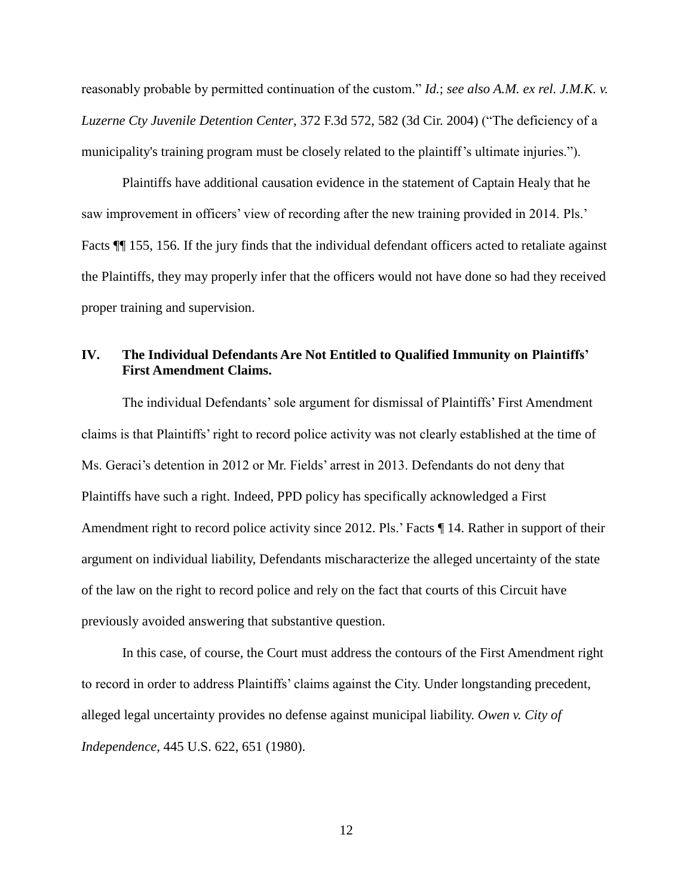reasonably probable by permitted continuation of the custom." *Id.*; *see also A.M. ex rel. J.M.K. v. Luzerne Cty Juvenile Detention Center*, 372 F.3d 572, 582 (3d Cir. 2004) ("The deficiency of a municipality's training program must be closely related to the plaintiff's ultimate injuries.").

Plaintiffs have additional causation evidence in the statement of Captain Healy that he saw improvement in officers' view of recording after the new training provided in 2014. Pls.' Facts ¶¶ 155, 156. If the jury finds that the individual defendant officers acted to retaliate against the Plaintiffs, they may properly infer that the officers would not have done so had they received proper training and supervision.

## IV. The Individual Defendants Are Not Entitled to Qualified Immunity on Plaintiffs' First Amendment Claims.

The individual Defendants' sole argument for dismissal of Plaintiffs' First Amendment claims is that Plaintiffs' right to record police activity was not clearly established at the time of Ms. Geraci's detention in 2012 or Mr. Fields' arrest in 2013. Defendants do not deny that Plaintiffs have such a right. Indeed, PPD policy has specifically acknowledged a First Amendment right to record police activity since 2012. Pls.' Facts ¶ 14. Rather in support of their argument on individual liability, Defendants mischaracterize the alleged uncertainty of the state of the law on the right to record police and rely on the fact that courts of this Circuit have previously avoided answering that substantive question.

In this case, of course, the Court must address the contours of the First Amendment right to record in order to address Plaintiffs' claims against the City. Under longstanding precedent, alleged legal uncertainty provides no defense against municipal liability. *Owen v. City of Independence*, 445 U.S. 622, 651 (1980).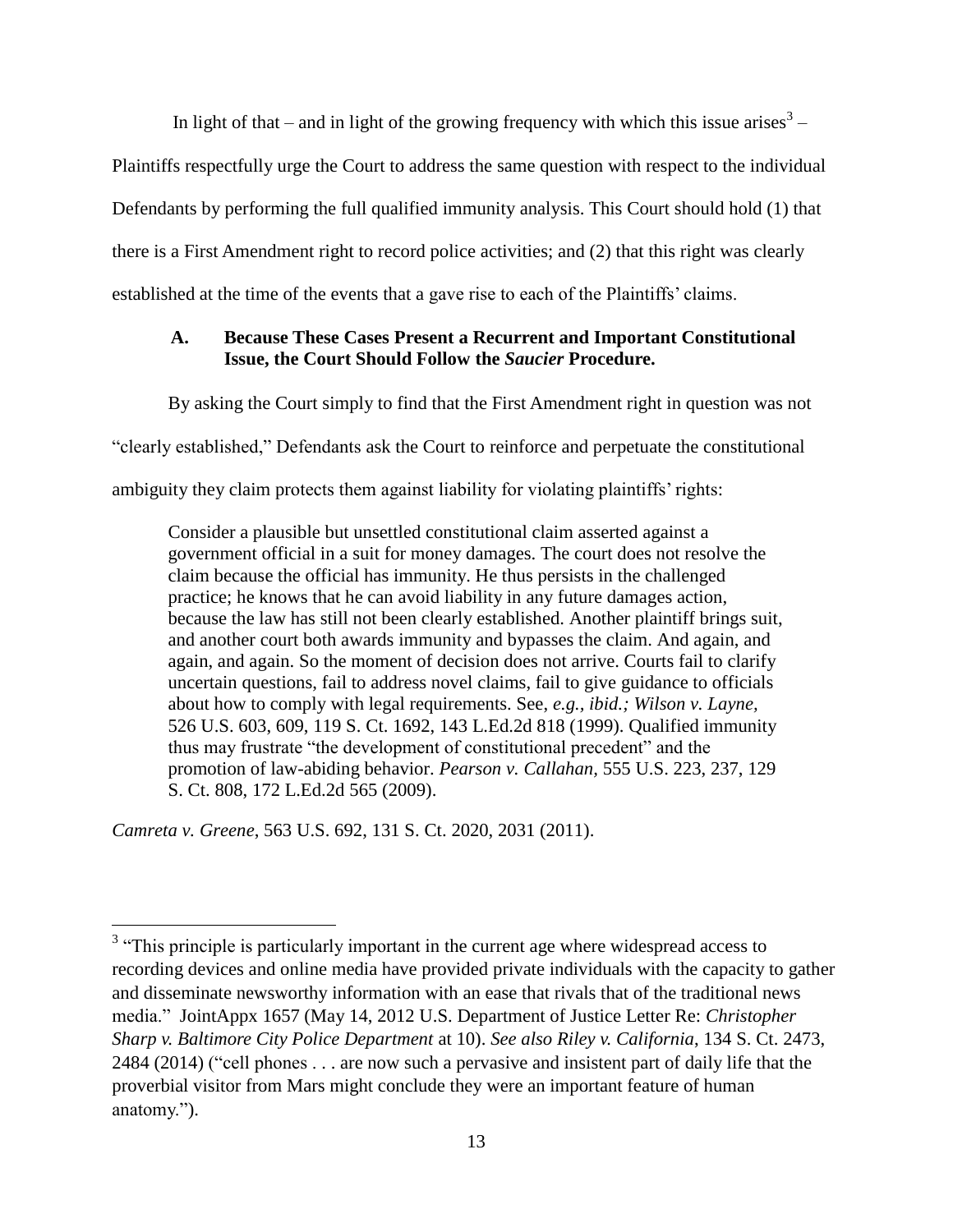In light of that – and in light of the growing frequency with which this issue arises[3] – Plaintiffs respectfully urge the Court to address the same question with respect to the individual Defendants by performing the full qualified immunity analysis. This Court should hold (1) that there is a First Amendment right to record police activities; and (2) that this right was clearly established at the time of the events that a gave rise to each of the Plaintiffs' claims.

### A. Because These Cases Present a Recurrent and Important Constitutional Issue, the Court Should Follow the *Saucier* Procedure.

By asking the Court simply to find that the First Amendment right in question was not "clearly established," Defendants ask the Court to reinforce and perpetuate the constitutional ambiguity they claim protects them against liability for violating plaintiffs' rights:

> Consider a plausible but unsettled constitutional claim asserted against a government official in a suit for money damages. The court does not resolve the claim because the official has immunity. He thus persists in the challenged practice; he knows that he can avoid liability in any future damages action, because the law has still not been clearly established. Another plaintiff brings suit, and another court both awards immunity and bypasses the claim. And again, and again, and again. So the moment of decision does not arrive. Courts fail to clarify uncertain questions, fail to address novel claims, fail to give guidance to officials about how to comply with legal requirements. See, *e.g., ibid.; Wilson v. Layne,* 526 U.S. 603, 609, 119 S. Ct. 1692, 143 L.Ed.2d 818 (1999). Qualified immunity thus may frustrate "the development of constitutional precedent" and the promotion of law-abiding behavior. *Pearson v. Callahan,* 555 U.S. 223, 237, 129 S. Ct. 808, 172 L.Ed.2d 565 (2009).

*Camreta v. Greene*, 563 U.S. 692, 131 S. Ct. 2020, 2031 (2011).

---

[3] "This principle is particularly important in the current age where widespread access to recording devices and online media have provided private individuals with the capacity to gather and disseminate newsworthy information with an ease that rivals that of the traditional news media." JointAppx 1657 (May 14, 2012 U.S. Department of Justice Letter Re: *Christopher Sharp v. Baltimore City Police Department* at 10). *See also Riley v. California*, 134 S. Ct. 2473, 2484 (2014) ("cell phones . . . are now such a pervasive and insistent part of daily life that the proverbial visitor from Mars might conclude they were an important feature of human anatomy.").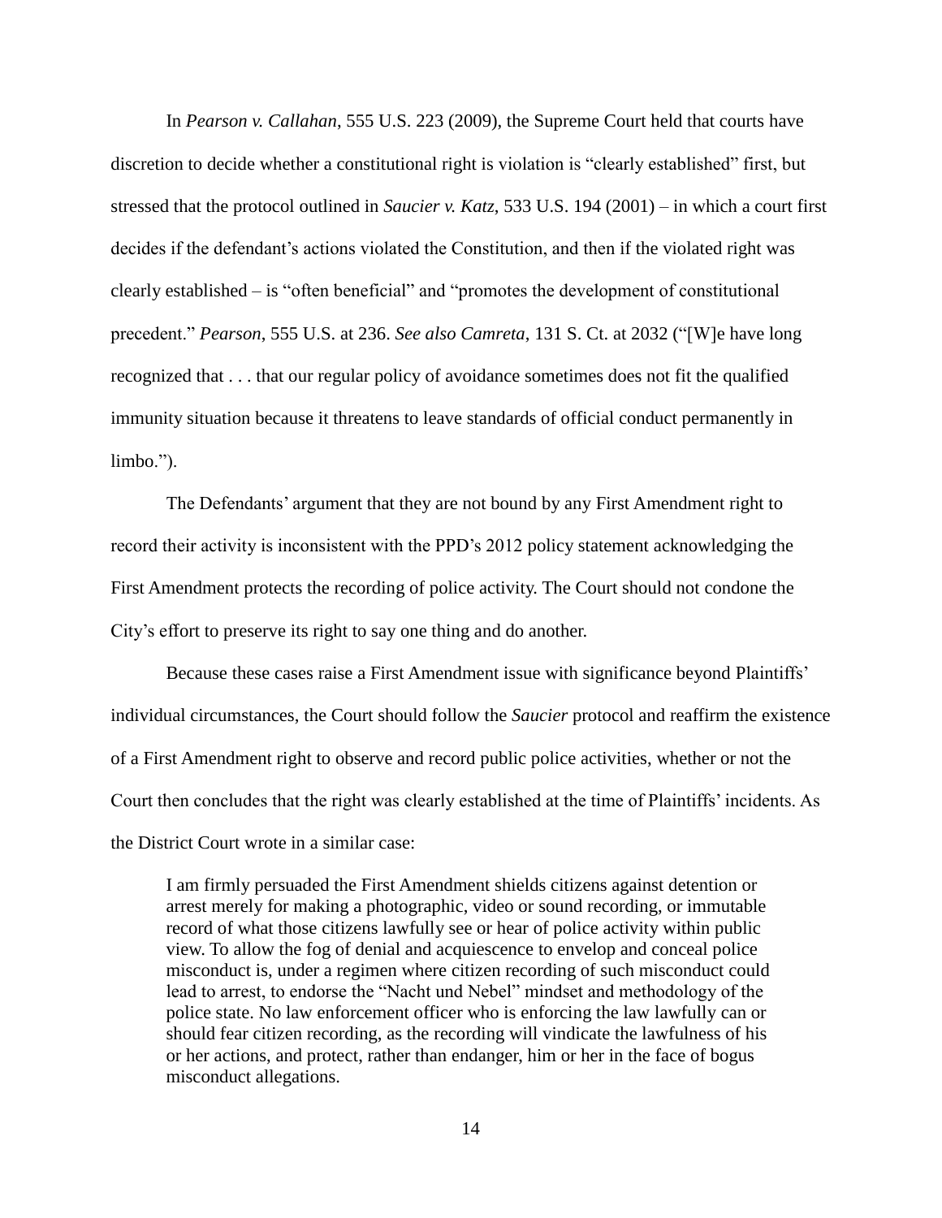In *Pearson v. Callahan*, 555 U.S. 223 (2009), the Supreme Court held that courts have discretion to decide whether a constitutional right is violation is "clearly established" first, but stressed that the protocol outlined in *Saucier v. Katz*, 533 U.S. 194 (2001) – in which a court first decides if the defendant's actions violated the Constitution, and then if the violated right was clearly established – is "often beneficial" and "promotes the development of constitutional precedent." *Pearson*, 555 U.S. at 236. *See also Camreta*, 131 S. Ct. at 2032 ("[W]e have long recognized that . . . that our regular policy of avoidance sometimes does not fit the qualified immunity situation because it threatens to leave standards of official conduct permanently in limbo.").

The Defendants' argument that they are not bound by any First Amendment right to record their activity is inconsistent with the PPD's 2012 policy statement acknowledging the First Amendment protects the recording of police activity. The Court should not condone the City's effort to preserve its right to say one thing and do another.

Because these cases raise a First Amendment issue with significance beyond Plaintiffs' individual circumstances, the Court should follow the *Saucier* protocol and reaffirm the existence of a First Amendment right to observe and record public police activities, whether or not the Court then concludes that the right was clearly established at the time of Plaintiffs' incidents. As the District Court wrote in a similar case:

> I am firmly persuaded the First Amendment shields citizens against detention or arrest merely for making a photographic, video or sound recording, or immutable record of what those citizens lawfully see or hear of police activity within public view. To allow the fog of denial and acquiescence to envelop and conceal police misconduct is, under a regimen where citizen recording of such misconduct could lead to arrest, to endorse the "Nacht und Nebel" mindset and methodology of the police state. No law enforcement officer who is enforcing the law lawfully can or should fear citizen recording, as the recording will vindicate the lawfulness of his or her actions, and protect, rather than endanger, him or her in the face of bogus misconduct allegations.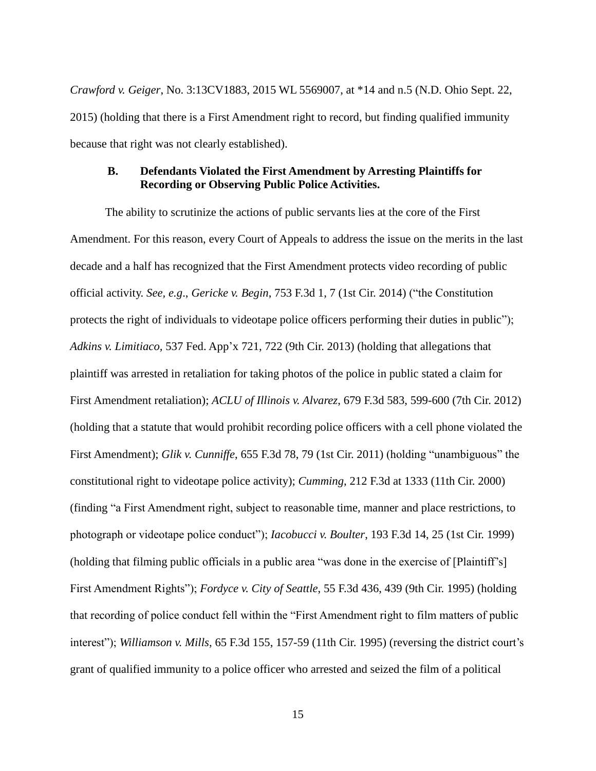*Crawford v. Geiger*, No. 3:13CV1883, 2015 WL 5569007, at *14 and n.5 (N.D. Ohio Sept. 22, 2015) (holding that there is a First Amendment right to record, but finding qualified immunity because that right was not clearly established).

### B. Defendants Violated the First Amendment by Arresting Plaintiffs for Recording or Observing Public Police Activities.

The ability to scrutinize the actions of public servants lies at the core of the First Amendment. For this reason, every Court of Appeals to address the issue on the merits in the last decade and a half has recognized that the First Amendment protects video recording of public official activity. *See, e.g*., *Gericke v. Begin*, 753 F.3d 1, 7 (1st Cir. 2014) ("the Constitution protects the right of individuals to videotape police officers performing their duties in public"); *Adkins v. Limitiaco*, 537 Fed. App'x 721, 722 (9th Cir. 2013) (holding that allegations that plaintiff was arrested in retaliation for taking photos of the police in public stated a claim for First Amendment retaliation); *ACLU of Illinois v. Alvarez*, 679 F.3d 583, 599-600 (7th Cir. 2012) (holding that a statute that would prohibit recording police officers with a cell phone violated the First Amendment); *Glik v. Cunniffe*, 655 F.3d 78, 79 (1st Cir. 2011) (holding "unambiguous" the constitutional right to videotape police activity); *Cumming*, 212 F.3d at 1333 (11th Cir. 2000) (finding "a First Amendment right, subject to reasonable time, manner and place restrictions, to photograph or videotape police conduct"); *Iacobucci v. Boulter*, 193 F.3d 14, 25 (1st Cir. 1999) (holding that filming public officials in a public area "was done in the exercise of [Plaintiff's] First Amendment Rights"); *Fordyce v. City of Seattle*, 55 F.3d 436, 439 (9th Cir. 1995) (holding that recording of police conduct fell within the "First Amendment right to film matters of public interest"); *Williamson v. Mills*, 65 F.3d 155, 157-59 (11th Cir. 1995) (reversing the district court's grant of qualified immunity to a police officer who arrested and seized the film of a political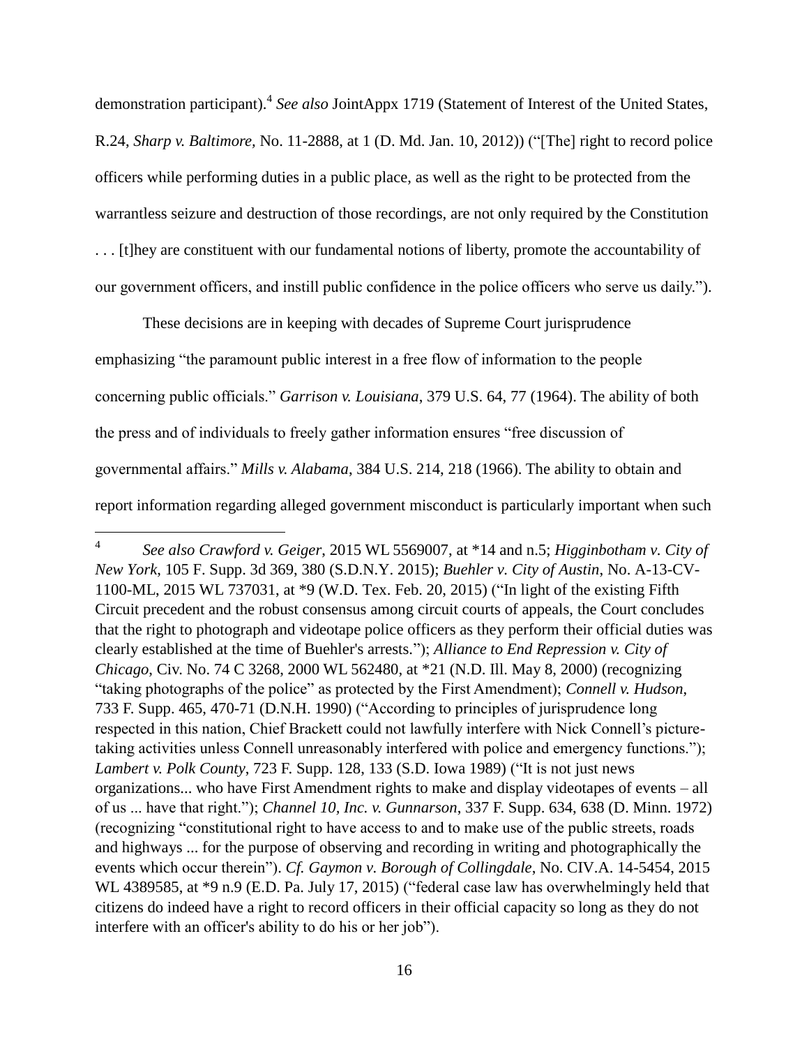demonstration participant).[4] *See also* JointAppx 1719 (Statement of Interest of the United States, R.24, *Sharp v. Baltimore*, No. 11-2888, at 1 (D. Md. Jan. 10, 2012)) ("[The] right to record police officers while performing duties in a public place, as well as the right to be protected from the warrantless seizure and destruction of those recordings, are not only required by the Constitution . . . [t]hey are constituent with our fundamental notions of liberty, promote the accountability of our government officers, and instill public confidence in the police officers who serve us daily.").

These decisions are in keeping with decades of Supreme Court jurisprudence emphasizing "the paramount public interest in a free flow of information to the people concerning public officials." *Garrison v. Louisiana*, 379 U.S. 64, 77 (1964). The ability of both the press and of individuals to freely gather information ensures "free discussion of governmental affairs." *Mills v. Alabama*, 384 U.S. 214, 218 (1966). The ability to obtain and report information regarding alleged government misconduct is particularly important when such

---

[4] *See also Crawford v. Geiger*, 2015 WL 5569007, at *14 and n.5; *Higginbotham v. City of New York*, 105 F. Supp. 3d 369, 380 (S.D.N.Y. 2015); *Buehler v. City of Austin*, No. A-13-CV-1100-ML, 2015 WL 737031, at *9 (W.D. Tex. Feb. 20, 2015) ("In light of the existing Fifth Circuit precedent and the robust consensus among circuit courts of appeals, the Court concludes that the right to photograph and videotape police officers as they perform their official duties was clearly established at the time of Buehler's arrests."); *Alliance to End Repression v. City of Chicago*, Civ. No. 74 C 3268, 2000 WL 562480, at *21 (N.D. Ill. May 8, 2000) (recognizing "taking photographs of the police" as protected by the First Amendment); *Connell v. Hudson*, 733 F. Supp. 465, 470-71 (D.N.H. 1990) ("According to principles of jurisprudence long respected in this nation, Chief Brackett could not lawfully interfere with Nick Connell's picture-taking activities unless Connell unreasonably interfered with police and emergency functions."); *Lambert v. Polk County*, 723 F. Supp. 128, 133 (S.D. Iowa 1989) ("It is not just news organizations... who have First Amendment rights to make and display videotapes of events – all of us ... have that right."); *Channel 10, Inc. v. Gunnarson*, 337 F. Supp. 634, 638 (D. Minn. 1972) (recognizing "constitutional right to have access to and to make use of the public streets, roads and highways ... for the purpose of observing and recording in writing and photographically the events which occur therein"). *Cf. Gaymon v. Borough of Collingdale*, No. CIV.A. 14-5454, 2015 WL 4389585, at *9 n.9 (E.D. Pa. July 17, 2015) ("federal case law has overwhelmingly held that citizens do indeed have a right to record officers in their official capacity so long as they do not interfere with an officer's ability to do his or her job").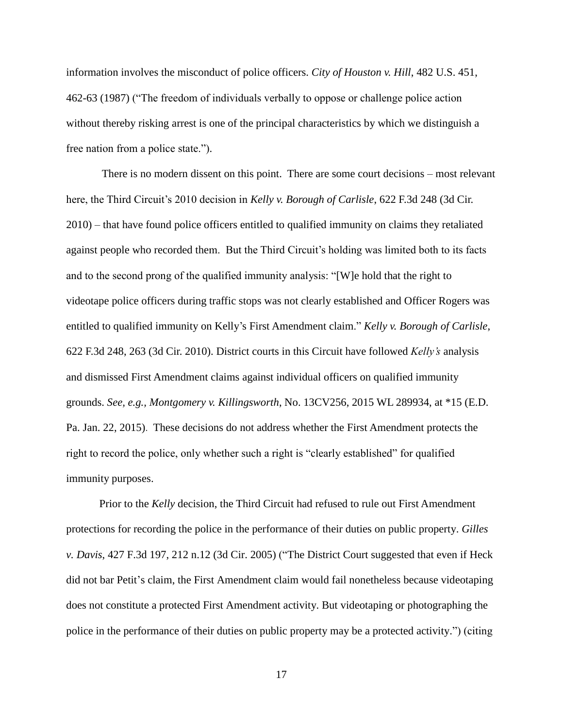information involves the misconduct of police officers. *City of Houston v. Hill*, 482 U.S. 451, 462-63 (1987) ("The freedom of individuals verbally to oppose or challenge police action without thereby risking arrest is one of the principal characteristics by which we distinguish a free nation from a police state.").

There is no modern dissent on this point. There are some court decisions – most relevant here, the Third Circuit's 2010 decision in *Kelly v. Borough of Carlisle*, 622 F.3d 248 (3d Cir. 2010) – that have found police officers entitled to qualified immunity on claims they retaliated against people who recorded them. But the Third Circuit's holding was limited both to its facts and to the second prong of the qualified immunity analysis: "[W]e hold that the right to videotape police officers during traffic stops was not clearly established and Officer Rogers was entitled to qualified immunity on Kelly's First Amendment claim." *Kelly v. Borough of Carlisle*, 622 F.3d 248, 263 (3d Cir. 2010). District courts in this Circuit have followed *Kelly's* analysis and dismissed First Amendment claims against individual officers on qualified immunity grounds. *See, e.g., Montgomery v. Killingsworth*, No. 13CV256, 2015 WL 289934, at *15 (E.D. Pa. Jan. 22, 2015). These decisions do not address whether the First Amendment protects the right to record the police, only whether such a right is "clearly established" for qualified immunity purposes.

Prior to the *Kelly* decision, the Third Circuit had refused to rule out First Amendment protections for recording the police in the performance of their duties on public property. *Gilles v. Davis*, 427 F.3d 197, 212 n.12 (3d Cir. 2005) ("The District Court suggested that even if Heck did not bar Petit's claim, the First Amendment claim would fail nonetheless because videotaping does not constitute a protected First Amendment activity. But videotaping or photographing the police in the performance of their duties on public property may be a protected activity.") (citing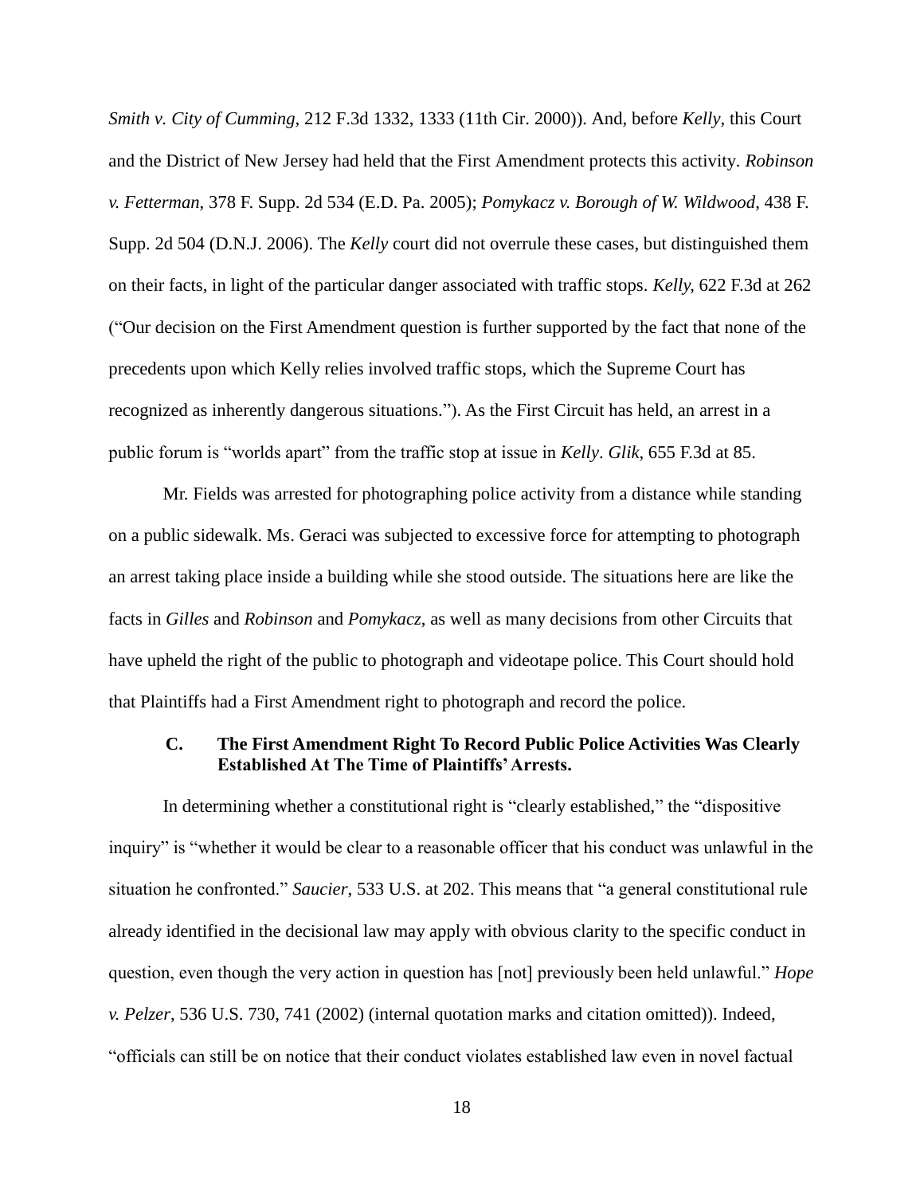*Smith v. City of Cumming*, 212 F.3d 1332, 1333 (11th Cir. 2000)). And, before *Kelly*, this Court and the District of New Jersey had held that the First Amendment protects this activity. *Robinson v. Fetterman*, 378 F. Supp. 2d 534 (E.D. Pa. 2005); *Pomykacz v. Borough of W. Wildwood*, 438 F. Supp. 2d 504 (D.N.J. 2006). The *Kelly* court did not overrule these cases, but distinguished them on their facts, in light of the particular danger associated with traffic stops. *Kelly*, 622 F.3d at 262 ("Our decision on the First Amendment question is further supported by the fact that none of the precedents upon which Kelly relies involved traffic stops, which the Supreme Court has recognized as inherently dangerous situations."). As the First Circuit has held, an arrest in a public forum is "worlds apart" from the traffic stop at issue in *Kelly*. *Glik*, 655 F.3d at 85.

Mr. Fields was arrested for photographing police activity from a distance while standing on a public sidewalk. Ms. Geraci was subjected to excessive force for attempting to photograph an arrest taking place inside a building while she stood outside. The situations here are like the facts in *Gilles* and *Robinson* and *Pomykacz*, as well as many decisions from other Circuits that have upheld the right of the public to photograph and videotape police. This Court should hold that Plaintiffs had a First Amendment right to photograph and record the police.

### C. The First Amendment Right To Record Public Police Activities Was Clearly Established At The Time of Plaintiffs' Arrests.

In determining whether a constitutional right is "clearly established," the "dispositive inquiry" is "whether it would be clear to a reasonable officer that his conduct was unlawful in the situation he confronted." *Saucier*, 533 U.S. at 202. This means that "a general constitutional rule already identified in the decisional law may apply with obvious clarity to the specific conduct in question, even though the very action in question has [not] previously been held unlawful." *Hope v. Pelzer*, 536 U.S. 730, 741 (2002) (internal quotation marks and citation omitted)). Indeed, "officials can still be on notice that their conduct violates established law even in novel factual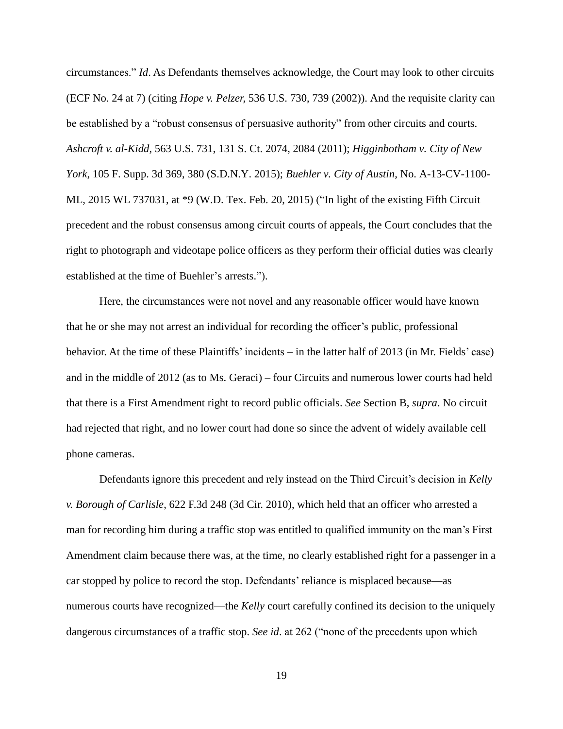circumstances." *Id*. As Defendants themselves acknowledge, the Court may look to other circuits (ECF No. 24 at 7) (citing *Hope v. Pelzer,* 536 U.S. 730, 739 (2002)). And the requisite clarity can be established by a "robust consensus of persuasive authority" from other circuits and courts. *Ashcroft v. al-Kidd*, 563 U.S. 731, 131 S. Ct. 2074, 2084 (2011); *Higginbotham v. City of New York*, 105 F. Supp. 3d 369, 380 (S.D.N.Y. 2015); *Buehler v. City of Austin*, No. A-13-CV-1100-ML, 2015 WL 737031, at *9 (W.D. Tex. Feb. 20, 2015) ("In light of the existing Fifth Circuit precedent and the robust consensus among circuit courts of appeals, the Court concludes that the right to photograph and videotape police officers as they perform their official duties was clearly established at the time of Buehler's arrests.").

Here, the circumstances were not novel and any reasonable officer would have known that he or she may not arrest an individual for recording the officer's public, professional behavior. At the time of these Plaintiffs' incidents – in the latter half of 2013 (in Mr. Fields' case) and in the middle of 2012 (as to Ms. Geraci) – four Circuits and numerous lower courts had held that there is a First Amendment right to record public officials. *See* Section B, *supra*. No circuit had rejected that right, and no lower court had done so since the advent of widely available cell phone cameras.

Defendants ignore this precedent and rely instead on the Third Circuit's decision in *Kelly v. Borough of Carlisle*, 622 F.3d 248 (3d Cir. 2010), which held that an officer who arrested a man for recording him during a traffic stop was entitled to qualified immunity on the man's First Amendment claim because there was, at the time, no clearly established right for a passenger in a car stopped by police to record the stop. Defendants' reliance is misplaced because—as numerous courts have recognized—the *Kelly* court carefully confined its decision to the uniquely dangerous circumstances of a traffic stop. *See id*. at 262 ("none of the precedents upon which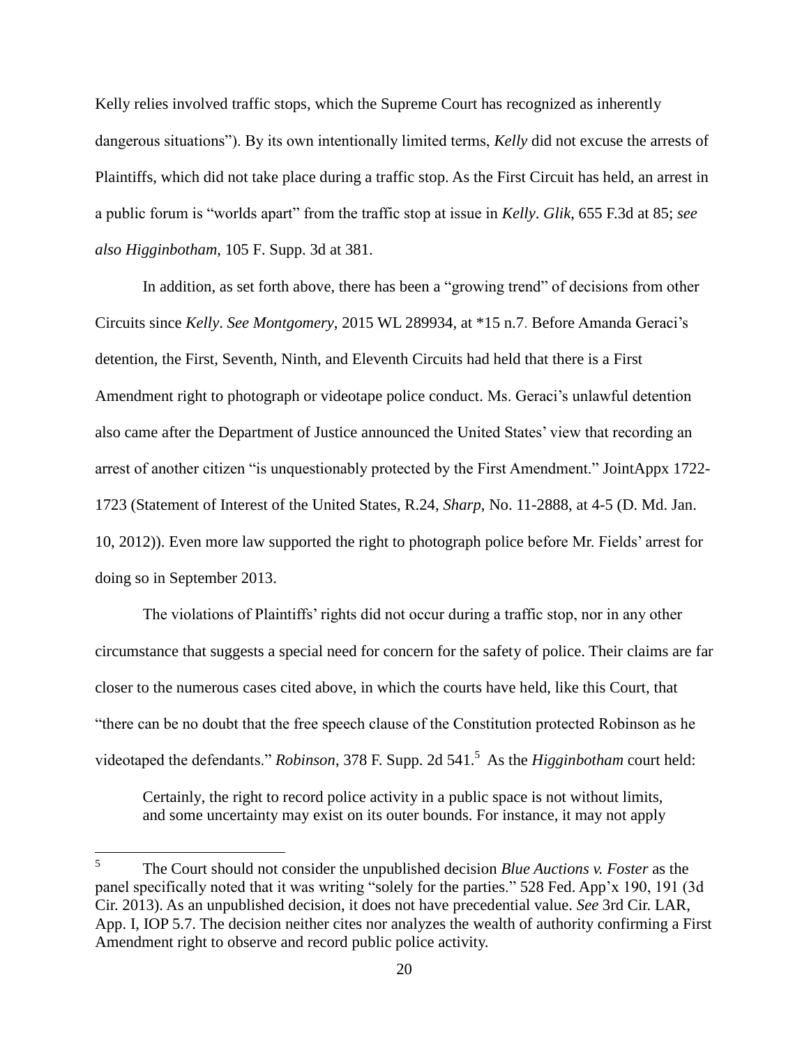Kelly relies involved traffic stops, which the Supreme Court has recognized as inherently dangerous situations"). By its own intentionally limited terms, *Kelly* did not excuse the arrests of Plaintiffs, which did not take place during a traffic stop. As the First Circuit has held, an arrest in a public forum is "worlds apart" from the traffic stop at issue in *Kelly*. *Glik*, 655 F.3d at 85; *see also Higginbotham*, 105 F. Supp. 3d at 381.

In addition, as set forth above, there has been a "growing trend" of decisions from other Circuits since *Kelly*. *See Montgomery*, 2015 WL 289934, at *15 n.7. Before Amanda Geraci's detention, the First, Seventh, Ninth, and Eleventh Circuits had held that there is a First Amendment right to photograph or videotape police conduct. Ms. Geraci's unlawful detention also came after the Department of Justice announced the United States' view that recording an arrest of another citizen "is unquestionably protected by the First Amendment." JointAppx 1722-1723 (Statement of Interest of the United States, R.24, *Sharp*, No. 11-2888, at 4-5 (D. Md. Jan. 10, 2012)). Even more law supported the right to photograph police before Mr. Fields' arrest for doing so in September 2013.

The violations of Plaintiffs' rights did not occur during a traffic stop, nor in any other circumstance that suggests a special need for concern for the safety of police. Their claims are far closer to the numerous cases cited above, in which the courts have held, like this Court, that "there can be no doubt that the free speech clause of the Constitution protected Robinson as he videotaped the defendants." *Robinson*, 378 F. Supp. 2d 541.[5] As the *Higginbotham* court held:

> Certainly, the right to record police activity in a public space is not without limits, and some uncertainty may exist on its outer bounds. For instance, it may not apply

[5] The Court should not consider the unpublished decision *Blue Auctions v. Foster* as the panel specifically noted that it was writing "solely for the parties." 528 Fed. App'x 190, 191 (3d Cir. 2013). As an unpublished decision, it does not have precedential value. *See* 3rd Cir. LAR, App. I, IOP 5.7. The decision neither cites nor analyzes the wealth of authority confirming a First Amendment right to observe and record public police activity.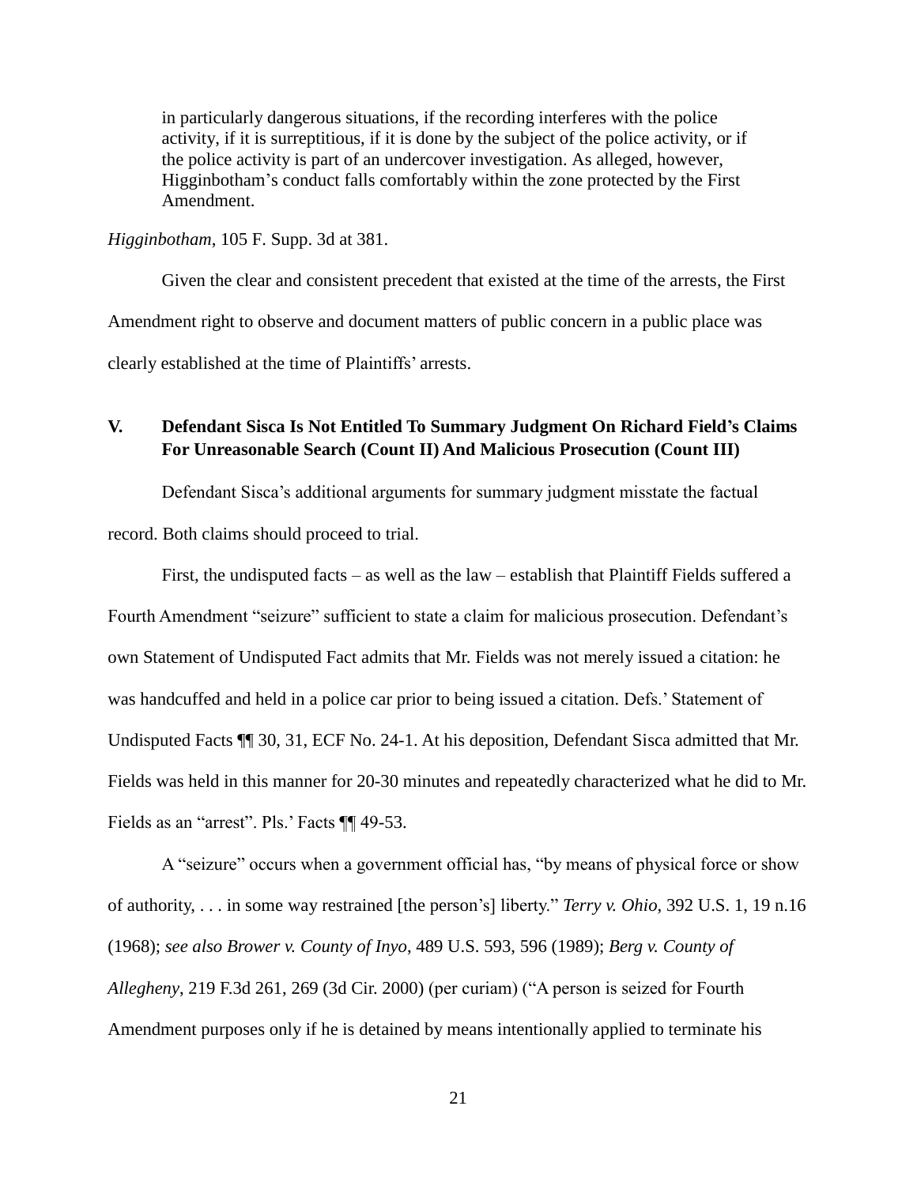> in particularly dangerous situations, if the recording interferes with the police activity, if it is surreptitious, if it is done by the subject of the police activity, or if the police activity is part of an undercover investigation. As alleged, however, Higginbotham's conduct falls comfortably within the zone protected by the First Amendment.

*Higginbotham*, 105 F. Supp. 3d at 381.

Given the clear and consistent precedent that existed at the time of the arrests, the First Amendment right to observe and document matters of public concern in a public place was clearly established at the time of Plaintiffs' arrests.

## V. Defendant Sisca Is Not Entitled To Summary Judgment On Richard Field's Claims For Unreasonable Search (Count II) And Malicious Prosecution (Count III)

Defendant Sisca's additional arguments for summary judgment misstate the factual record. Both claims should proceed to trial.

First, the undisputed facts – as well as the law – establish that Plaintiff Fields suffered a Fourth Amendment "seizure" sufficient to state a claim for malicious prosecution. Defendant's own Statement of Undisputed Fact admits that Mr. Fields was not merely issued a citation: he was handcuffed and held in a police car prior to being issued a citation. Defs.' Statement of Undisputed Facts ¶¶ 30, 31, ECF No. 24-1. At his deposition, Defendant Sisca admitted that Mr. Fields was held in this manner for 20-30 minutes and repeatedly characterized what he did to Mr. Fields as an "arrest". Pls.' Facts ¶¶ 49-53.

A "seizure" occurs when a government official has, "by means of physical force or show of authority, . . . in some way restrained [the person's] liberty." *Terry v. Ohio*, 392 U.S. 1, 19 n.16 (1968); *see also Brower v. County of Inyo*, 489 U.S. 593, 596 (1989); *Berg v. County of Allegheny*, 219 F.3d 261, 269 (3d Cir. 2000) (per curiam) ("A person is seized for Fourth Amendment purposes only if he is detained by means intentionally applied to terminate his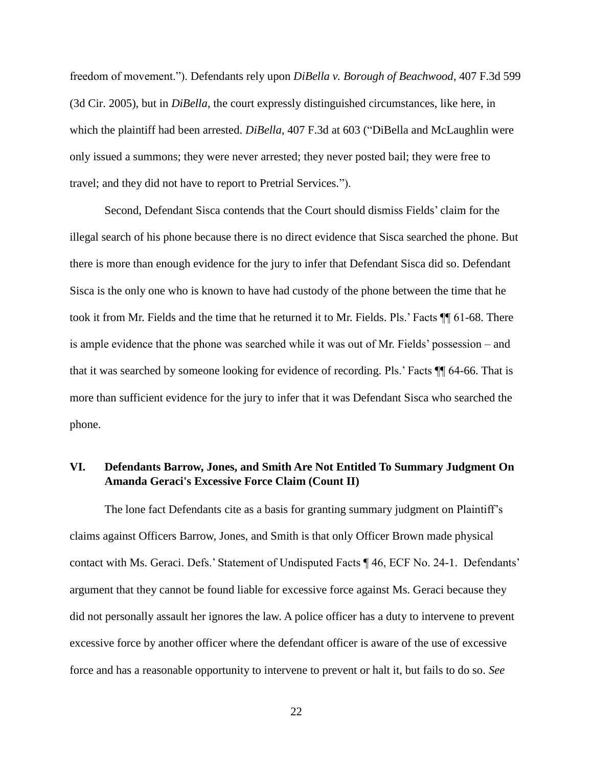freedom of movement."). Defendants rely upon *DiBella v. Borough of Beachwood*, 407 F.3d 599 (3d Cir. 2005), but in *DiBella*, the court expressly distinguished circumstances, like here, in which the plaintiff had been arrested. *DiBella*, 407 F.3d at 603 ("DiBella and McLaughlin were only issued a summons; they were never arrested; they never posted bail; they were free to travel; and they did not have to report to Pretrial Services.").

Second, Defendant Sisca contends that the Court should dismiss Fields' claim for the illegal search of his phone because there is no direct evidence that Sisca searched the phone. But there is more than enough evidence for the jury to infer that Defendant Sisca did so. Defendant Sisca is the only one who is known to have had custody of the phone between the time that he took it from Mr. Fields and the time that he returned it to Mr. Fields. Pls.' Facts ¶¶ 61-68. There is ample evidence that the phone was searched while it was out of Mr. Fields' possession – and that it was searched by someone looking for evidence of recording. Pls.' Facts ¶¶ 64-66. That is more than sufficient evidence for the jury to infer that it was Defendant Sisca who searched the phone.

## VI. Defendants Barrow, Jones, and Smith Are Not Entitled To Summary Judgment On Amanda Geraci's Excessive Force Claim (Count II)

The lone fact Defendants cite as a basis for granting summary judgment on Plaintiff's claims against Officers Barrow, Jones, and Smith is that only Officer Brown made physical contact with Ms. Geraci. Defs.' Statement of Undisputed Facts ¶ 46, ECF No. 24-1. Defendants' argument that they cannot be found liable for excessive force against Ms. Geraci because they did not personally assault her ignores the law. A police officer has a duty to intervene to prevent excessive force by another officer where the defendant officer is aware of the use of excessive force and has a reasonable opportunity to intervene to prevent or halt it, but fails to do so. *See*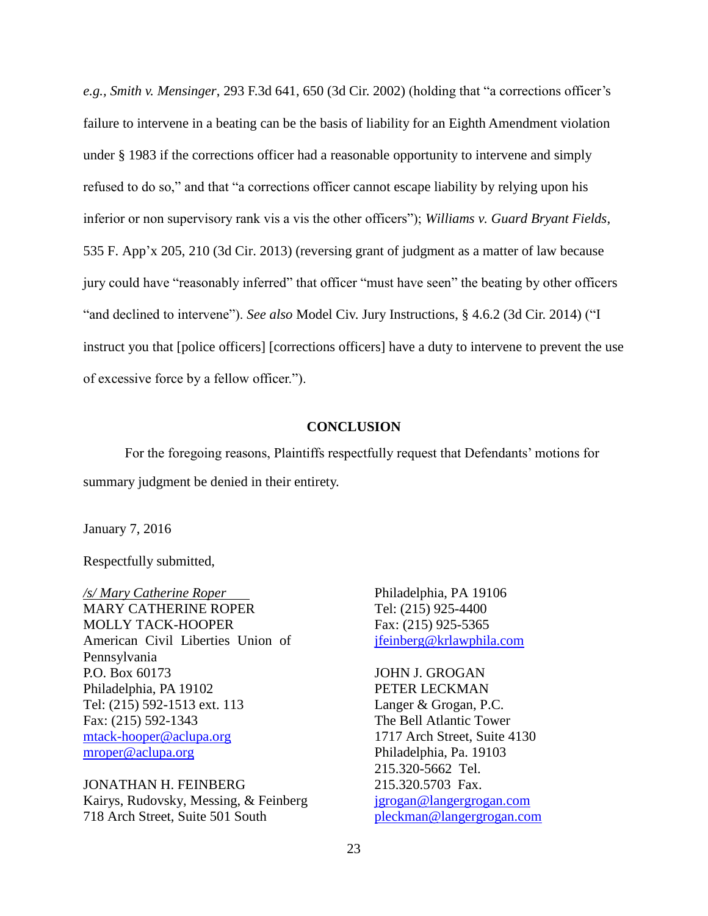*e.g.*, *Smith v. Mensinger*, 293 F.3d 641, 650 (3d Cir. 2002) (holding that "a corrections officer's failure to intervene in a beating can be the basis of liability for an Eighth Amendment violation under § 1983 if the corrections officer had a reasonable opportunity to intervene and simply refused to do so," and that "a corrections officer cannot escape liability by relying upon his inferior or non supervisory rank vis a vis the other officers"); *Williams v. Guard Bryant Fields*, 535 F. App'x 205, 210 (3d Cir. 2013) (reversing grant of judgment as a matter of law because jury could have "reasonably inferred" that officer "must have seen" the beating by other officers "and declined to intervene"). *See also* Model Civ. Jury Instructions, § 4.6.2 (3d Cir. 2014) ("I instruct you that [police officers] [corrections officers] have a duty to intervene to prevent the use of excessive force by a fellow officer.").

**CONCLUSION**

For the foregoing reasons, Plaintiffs respectfully request that Defendants' motions for summary judgment be denied in their entirety.

January 7, 2016

Respectfully submitted,

*/s/ Mary Catherine Roper*
MARY CATHERINE ROPER
MOLLY TACK-HOOPER
American Civil Liberties Union of Pennsylvania
P.O. Box 60173
Philadelphia, PA 19102
Tel: (215) 592-1513 ext. 113
Fax: (215) 592-1343
mtack-hooper@aclupa.org
mroper@aclupa.org

JONATHAN H. FEINBERG
Kairys, Rudovsky, Messing, & Feinberg
718 Arch Street, Suite 501 South
Philadelphia, PA 19106
Tel: (215) 925-4400
Fax: (215) 925-5365
jfeinberg@krlawphila.com

JOHN J. GROGAN
PETER LECKMAN
Langer & Grogan, P.C.
The Bell Atlantic Tower
1717 Arch Street, Suite 4130
Philadelphia, Pa. 19103
215.320-5662 Tel.
215.320.5703 Fax.
jgrogan@langergrogan.com
pleckman@langergrogan.com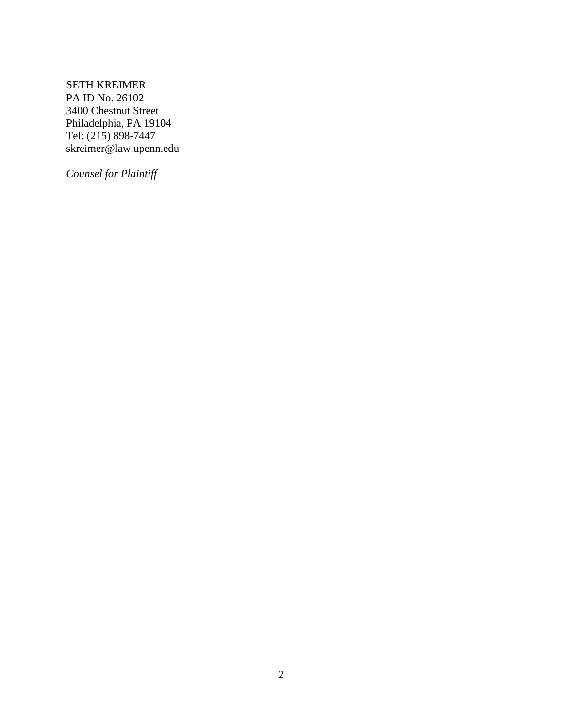SETH KREIMER
PA ID No. 26102
3400 Chestnut Street
Philadelphia, PA 19104
Tel: (215) 898-7447
skreimer@law.upenn.edu

*Counsel for Plaintiff*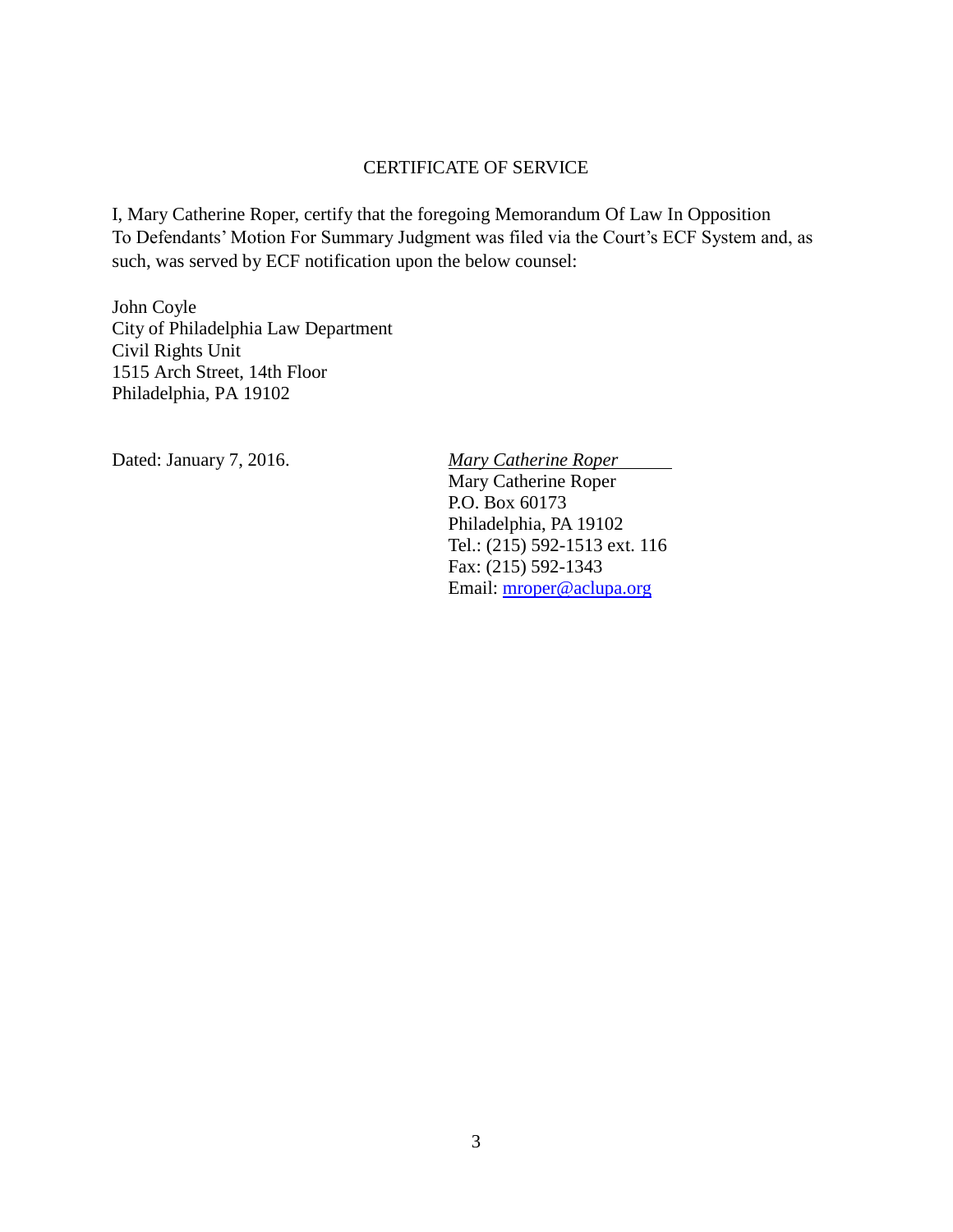## CERTIFICATE OF SERVICE

I, Mary Catherine Roper, certify that the foregoing Memorandum Of Law In Opposition To Defendants' Motion For Summary Judgment was filed via the Court's ECF System and, as such, was served by ECF notification upon the below counsel:

John Coyle
City of Philadelphia Law Department
Civil Rights Unit
1515 Arch Street, 14th Floor
Philadelphia, PA 19102

Dated: January 7, 2016.

*Mary Catherine Roper*
Mary Catherine Roper
P.O. Box 60173
Philadelphia, PA 19102
Tel.: (215) 592-1513 ext. 116
Fax: (215) 592-1343
Email: mroper@aclupa.org